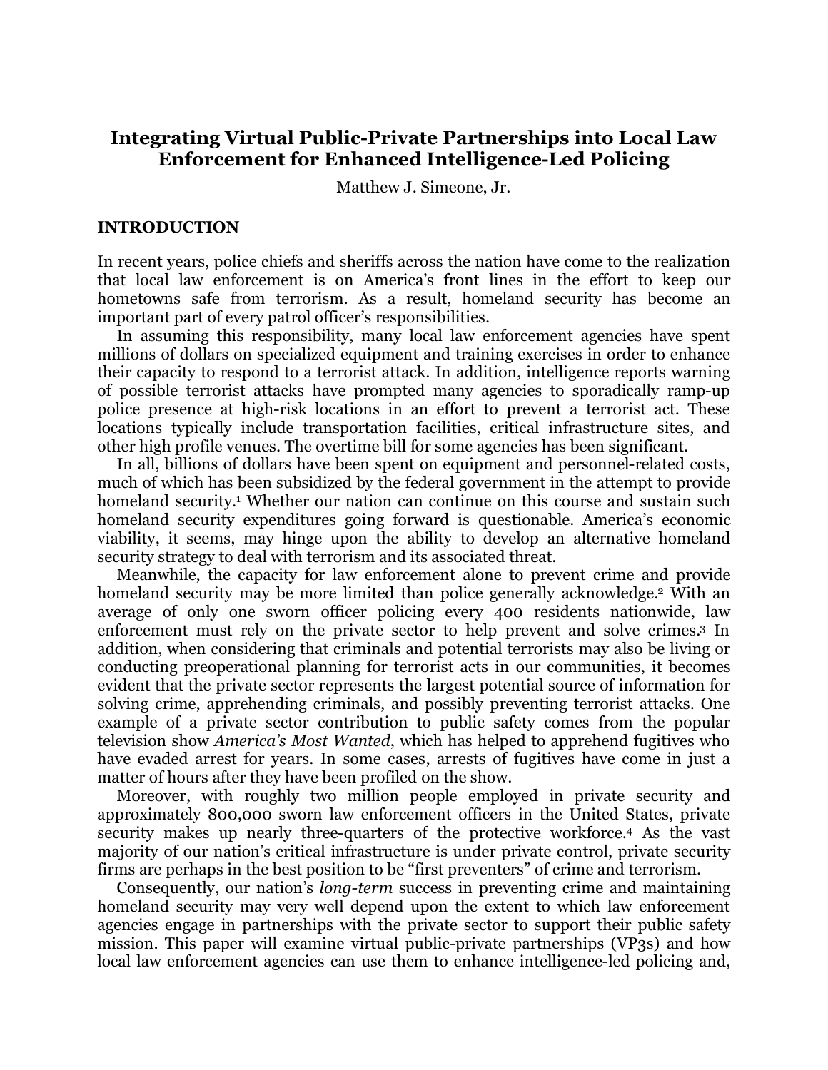# Integrating Virtual Public-Private Partnerships into Local Law Enforcement for Enhanced Intelligence-Led Policing

Matthew J. Simeone, Jr.

## INTRODUCTION

In recent years, police chiefs and sheriffs across the nation have come to the realization that local law enforcement is on America's front lines in the effort to keep our hometowns safe from terrorism. As a result, homeland security has become an important part of every patrol officer's responsibilities.

In assuming this responsibility, many local law enforcement agencies have spent millions of dollars on specialized equipment and training exercises in order to enhance their capacity to respond to a terrorist attack. In addition, intelligence reports warning of possible terrorist attacks have prompted many agencies to sporadically ramp-up police presence at high-risk locations in an effort to prevent a terrorist act. These locations typically include transportation facilities, critical infrastructure sites, and other high profile venues. The overtime bill for some agencies has been significant.

In all, billions of dollars have been spent on equipment and personnel-related costs, much of which has been subsidized by the federal government in the attempt to provide homeland security.[1] Whether our nation can continue on this course and sustain such homeland security expenditures going forward is questionable. America's economic viability, it seems, may hinge upon the ability to develop an alternative homeland security strategy to deal with terrorism and its associated threat.

Meanwhile, the capacity for law enforcement alone to prevent crime and provide homeland security may be more limited than police generally acknowledge.[2] With an average of only one sworn officer policing every 400 residents nationwide, law enforcement must rely on the private sector to help prevent and solve crimes.[3] In addition, when considering that criminals and potential terrorists may also be living or conducting preoperational planning for terrorist acts in our communities, it becomes evident that the private sector represents the largest potential source of information for solving crime, apprehending criminals, and possibly preventing terrorist attacks. One example of a private sector contribution to public safety comes from the popular television show *America's Most Wanted*, which has helped to apprehend fugitives who have evaded arrest for years. In some cases, arrests of fugitives have come in just a matter of hours after they have been profiled on the show.

Moreover, with roughly two million people employed in private security and approximately 800,000 sworn law enforcement officers in the United States, private security makes up nearly three-quarters of the protective workforce.[4] As the vast majority of our nation's critical infrastructure is under private control, private security firms are perhaps in the best position to be "first preventers" of crime and terrorism.

Consequently, our nation's *long-term* success in preventing crime and maintaining homeland security may very well depend upon the extent to which law enforcement agencies engage in partnerships with the private sector to support their public safety mission. This paper will examine virtual public-private partnerships (VP3s) and how local law enforcement agencies can use them to enhance intelligence-led policing and,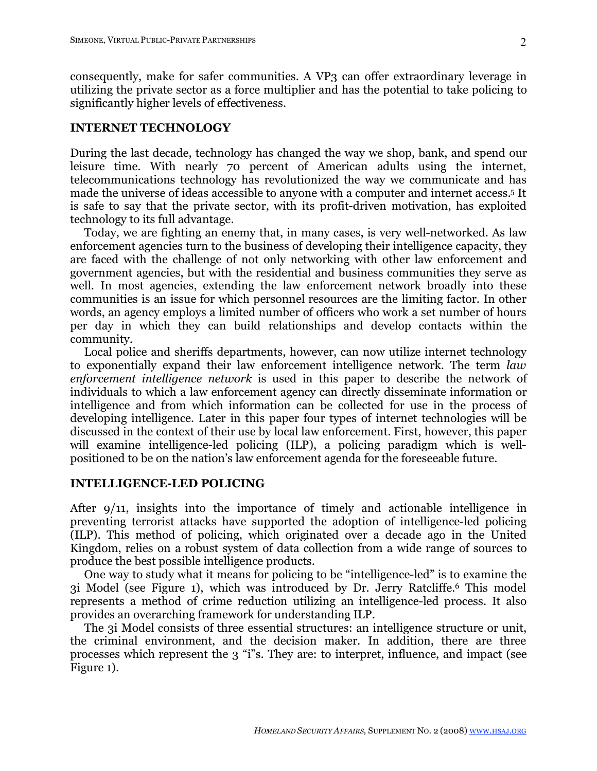consequently, make for safer communities. A VP3 can offer extraordinary leverage in utilizing the private sector as a force multiplier and has the potential to take policing to significantly higher levels of effectiveness.

## INTERNET TECHNOLOGY

During the last decade, technology has changed the way we shop, bank, and spend our leisure time. With nearly 70 percent of American adults using the internet, telecommunications technology has revolutionized the way we communicate and has made the universe of ideas accessible to anyone with a computer and internet access.[5] It is safe to say that the private sector, with its profit-driven motivation, has exploited technology to its full advantage.

Today, we are fighting an enemy that, in many cases, is very well-networked. As law enforcement agencies turn to the business of developing their intelligence capacity, they are faced with the challenge of not only networking with other law enforcement and government agencies, but with the residential and business communities they serve as well. In most agencies, extending the law enforcement network broadly into these communities is an issue for which personnel resources are the limiting factor. In other words, an agency employs a limited number of officers who work a set number of hours per day in which they can build relationships and develop contacts within the community.

Local police and sheriffs departments, however, can now utilize internet technology to exponentially expand their law enforcement intelligence network. The term *law enforcement intelligence network* is used in this paper to describe the network of individuals to which a law enforcement agency can directly disseminate information or intelligence and from which information can be collected for use in the process of developing intelligence. Later in this paper four types of internet technologies will be discussed in the context of their use by local law enforcement. First, however, this paper will examine intelligence-led policing (ILP), a policing paradigm which is well-positioned to be on the nation's law enforcement agenda for the foreseeable future.

## INTELLIGENCE-LED POLICING

After 9/11, insights into the importance of timely and actionable intelligence in preventing terrorist attacks have supported the adoption of intelligence-led policing (ILP). This method of policing, which originated over a decade ago in the United Kingdom, relies on a robust system of data collection from a wide range of sources to produce the best possible intelligence products.

One way to study what it means for policing to be "intelligence-led" is to examine the 3i Model (see Figure 1), which was introduced by Dr. Jerry Ratcliffe.[6] This model represents a method of crime reduction utilizing an intelligence-led process. It also provides an overarching framework for understanding ILP.

The 3i Model consists of three essential structures: an intelligence structure or unit, the criminal environment, and the decision maker. In addition, there are three processes which represent the 3 "i"s. They are: to interpret, influence, and impact (see Figure 1).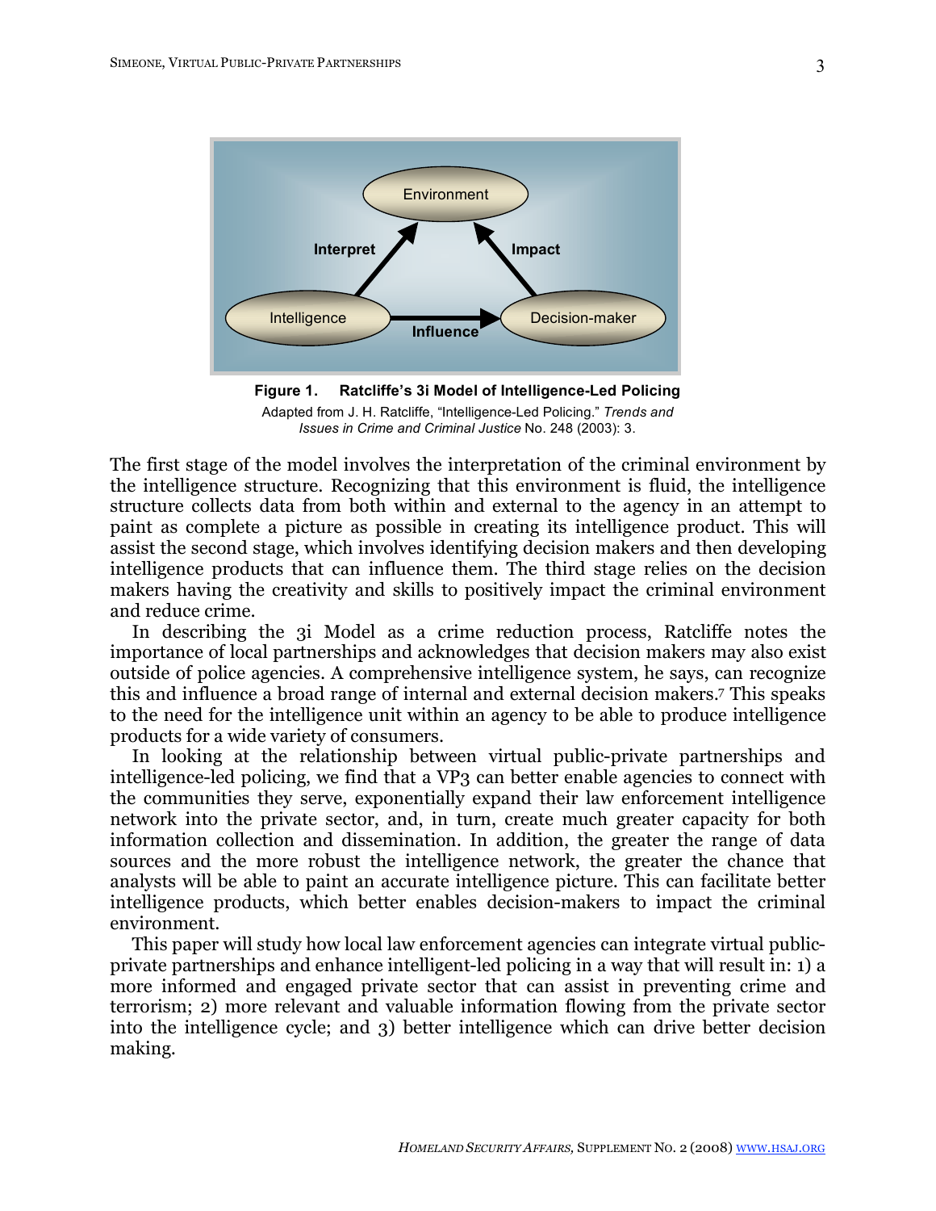**Figure 1. Ratcliffe's 3i Model of Intelligence-Led Policing**

Adapted from J. H. Ratcliffe, "Intelligence-Led Policing." *Trends and Issues in Crime and Criminal Justice* No. 248 (2003): 3.

The first stage of the model involves the interpretation of the criminal environment by the intelligence structure. Recognizing that this environment is fluid, the intelligence structure collects data from both within and external to the agency in an attempt to paint as complete a picture as possible in creating its intelligence product. This will assist the second stage, which involves identifying decision makers and then developing intelligence products that can influence them. The third stage relies on the decision makers having the creativity and skills to positively impact the criminal environment and reduce crime.

In describing the 3i Model as a crime reduction process, Ratcliffe notes the importance of local partnerships and acknowledges that decision makers may also exist outside of police agencies. A comprehensive intelligence system, he says, can recognize this and influence a broad range of internal and external decision makers.[7] This speaks to the need for the intelligence unit within an agency to be able to produce intelligence products for a wide variety of consumers.

In looking at the relationship between virtual public-private partnerships and intelligence-led policing, we find that a VP3 can better enable agencies to connect with the communities they serve, exponentially expand their law enforcement intelligence network into the private sector, and, in turn, create much greater capacity for both information collection and dissemination. In addition, the greater the range of data sources and the more robust the intelligence network, the greater the chance that analysts will be able to paint an accurate intelligence picture. This can facilitate better intelligence products, which better enables decision-makers to impact the criminal environment.

This paper will study how local law enforcement agencies can integrate virtual public-private partnerships and enhance intelligent-led policing in a way that will result in: 1) a more informed and engaged private sector that can assist in preventing crime and terrorism; 2) more relevant and valuable information flowing from the private sector into the intelligence cycle; and 3) better intelligence which can drive better decision making.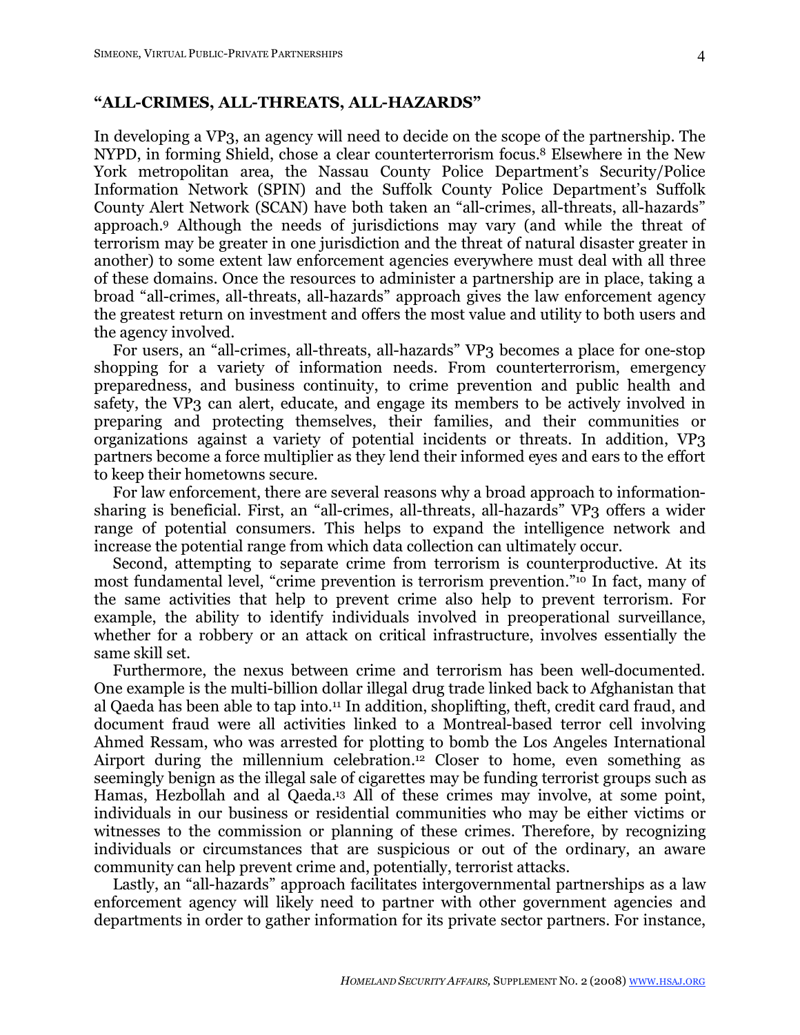## "ALL-CRIMES, ALL-THREATS, ALL-HAZARDS"

In developing a VP3, an agency will need to decide on the scope of the partnership. The NYPD, in forming Shield, chose a clear counterterrorism focus.[8] Elsewhere in the New York metropolitan area, the Nassau County Police Department's Security/Police Information Network (SPIN) and the Suffolk County Police Department's Suffolk County Alert Network (SCAN) have both taken an "all-crimes, all-threats, all-hazards" approach.[9] Although the needs of jurisdictions may vary (and while the threat of terrorism may be greater in one jurisdiction and the threat of natural disaster greater in another) to some extent law enforcement agencies everywhere must deal with all three of these domains. Once the resources to administer a partnership are in place, taking a broad "all-crimes, all-threats, all-hazards" approach gives the law enforcement agency the greatest return on investment and offers the most value and utility to both users and the agency involved.

For users, an "all-crimes, all-threats, all-hazards" VP3 becomes a place for one-stop shopping for a variety of information needs. From counterterrorism, emergency preparedness, and business continuity, to crime prevention and public health and safety, the VP3 can alert, educate, and engage its members to be actively involved in preparing and protecting themselves, their families, and their communities or organizations against a variety of potential incidents or threats. In addition, VP3 partners become a force multiplier as they lend their informed eyes and ears to the effort to keep their hometowns secure.

For law enforcement, there are several reasons why a broad approach to information-sharing is beneficial. First, an "all-crimes, all-threats, all-hazards" VP3 offers a wider range of potential consumers. This helps to expand the intelligence network and increase the potential range from which data collection can ultimately occur.

Second, attempting to separate crime from terrorism is counterproductive. At its most fundamental level, "crime prevention is terrorism prevention."[10] In fact, many of the same activities that help to prevent crime also help to prevent terrorism. For example, the ability to identify individuals involved in preoperational surveillance, whether for a robbery or an attack on critical infrastructure, involves essentially the same skill set.

Furthermore, the nexus between crime and terrorism has been well-documented. One example is the multi-billion dollar illegal drug trade linked back to Afghanistan that al Qaeda has been able to tap into.[11] In addition, shoplifting, theft, credit card fraud, and document fraud were all activities linked to a Montreal-based terror cell involving Ahmed Ressam, who was arrested for plotting to bomb the Los Angeles International Airport during the millennium celebration.[12] Closer to home, even something as seemingly benign as the illegal sale of cigarettes may be funding terrorist groups such as Hamas, Hezbollah and al Qaeda.[13] All of these crimes may involve, at some point, individuals in our business or residential communities who may be either victims or witnesses to the commission or planning of these crimes. Therefore, by recognizing individuals or circumstances that are suspicious or out of the ordinary, an aware community can help prevent crime and, potentially, terrorist attacks.

Lastly, an "all-hazards" approach facilitates intergovernmental partnerships as a law enforcement agency will likely need to partner with other government agencies and departments in order to gather information for its private sector partners. For instance,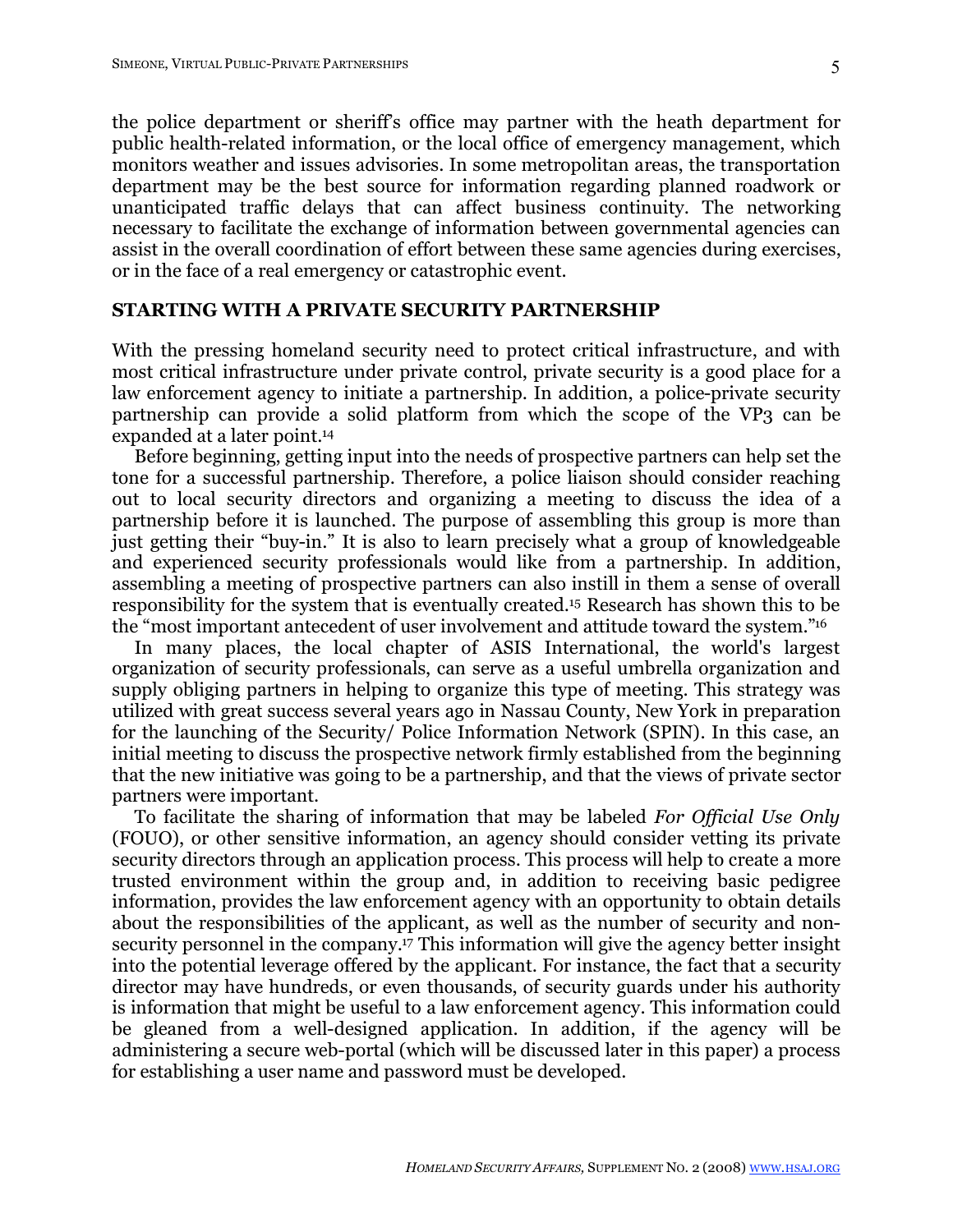the police department or sheriff's office may partner with the heath department for public health-related information, or the local office of emergency management, which monitors weather and issues advisories. In some metropolitan areas, the transportation department may be the best source for information regarding planned roadwork or unanticipated traffic delays that can affect business continuity. The networking necessary to facilitate the exchange of information between governmental agencies can assist in the overall coordination of effort between these same agencies during exercises, or in the face of a real emergency or catastrophic event.

## STARTING WITH A PRIVATE SECURITY PARTNERSHIP

With the pressing homeland security need to protect critical infrastructure, and with most critical infrastructure under private control, private security is a good place for a law enforcement agency to initiate a partnership. In addition, a police-private security partnership can provide a solid platform from which the scope of the VP3 can be expanded at a later point.[14]

Before beginning, getting input into the needs of prospective partners can help set the tone for a successful partnership. Therefore, a police liaison should consider reaching out to local security directors and organizing a meeting to discuss the idea of a partnership before it is launched. The purpose of assembling this group is more than just getting their "buy-in." It is also to learn precisely what a group of knowledgeable and experienced security professionals would like from a partnership. In addition, assembling a meeting of prospective partners can also instill in them a sense of overall responsibility for the system that is eventually created.[15] Research has shown this to be the "most important antecedent of user involvement and attitude toward the system."[16]

In many places, the local chapter of ASIS International, the world's largest organization of security professionals, can serve as a useful umbrella organization and supply obliging partners in helping to organize this type of meeting. This strategy was utilized with great success several years ago in Nassau County, New York in preparation for the launching of the Security/ Police Information Network (SPIN). In this case, an initial meeting to discuss the prospective network firmly established from the beginning that the new initiative was going to be a partnership, and that the views of private sector partners were important.

To facilitate the sharing of information that may be labeled *For Official Use Only* (FOUO), or other sensitive information, an agency should consider vetting its private security directors through an application process. This process will help to create a more trusted environment within the group and, in addition to receiving basic pedigree information, provides the law enforcement agency with an opportunity to obtain details about the responsibilities of the applicant, as well as the number of security and non-security personnel in the company.[17] This information will give the agency better insight into the potential leverage offered by the applicant. For instance, the fact that a security director may have hundreds, or even thousands, of security guards under his authority is information that might be useful to a law enforcement agency. This information could be gleaned from a well-designed application. In addition, if the agency will be administering a secure web-portal (which will be discussed later in this paper) a process for establishing a user name and password must be developed.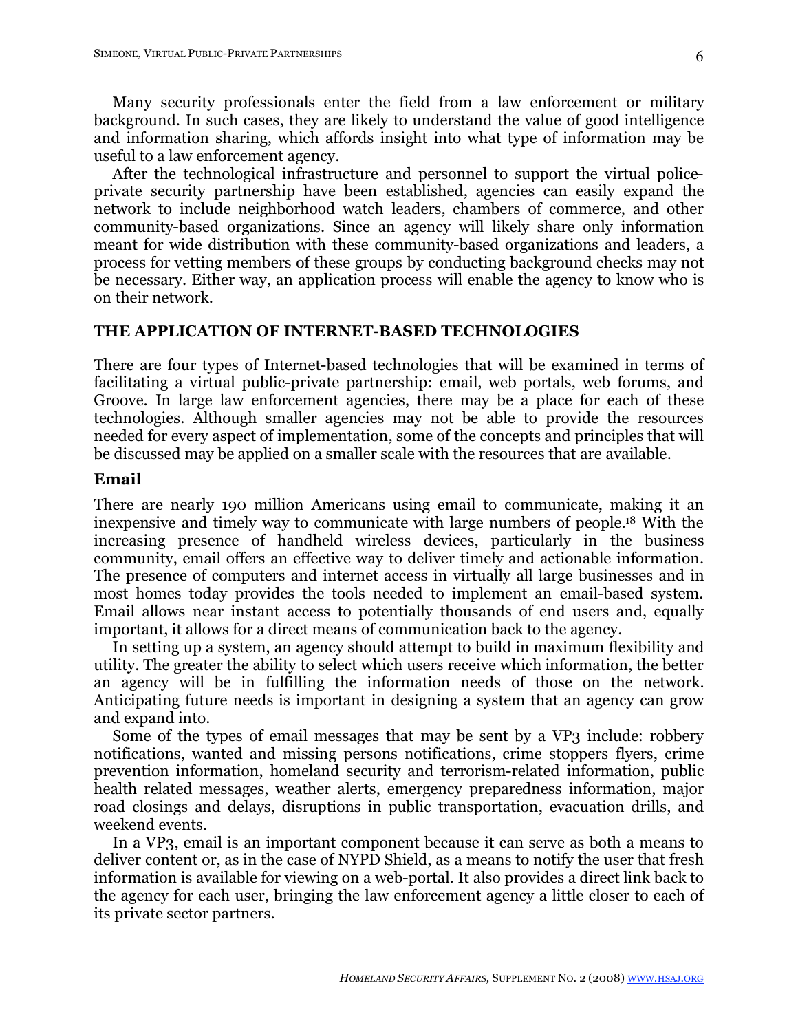Many security professionals enter the field from a law enforcement or military background. In such cases, they are likely to understand the value of good intelligence and information sharing, which affords insight into what type of information may be useful to a law enforcement agency.

After the technological infrastructure and personnel to support the virtual police-private security partnership have been established, agencies can easily expand the network to include neighborhood watch leaders, chambers of commerce, and other community-based organizations. Since an agency will likely share only information meant for wide distribution with these community-based organizations and leaders, a process for vetting members of these groups by conducting background checks may not be necessary. Either way, an application process will enable the agency to know who is on their network.

## THE APPLICATION OF INTERNET-BASED TECHNOLOGIES

There are four types of Internet-based technologies that will be examined in terms of facilitating a virtual public-private partnership: email, web portals, web forums, and Groove. In large law enforcement agencies, there may be a place for each of these technologies. Although smaller agencies may not be able to provide the resources needed for every aspect of implementation, some of the concepts and principles that will be discussed may be applied on a smaller scale with the resources that are available.

### Email

There are nearly 190 million Americans using email to communicate, making it an inexpensive and timely way to communicate with large numbers of people.[18] With the increasing presence of handheld wireless devices, particularly in the business community, email offers an effective way to deliver timely and actionable information. The presence of computers and internet access in virtually all large businesses and in most homes today provides the tools needed to implement an email-based system. Email allows near instant access to potentially thousands of end users and, equally important, it allows for a direct means of communication back to the agency.

In setting up a system, an agency should attempt to build in maximum flexibility and utility. The greater the ability to select which users receive which information, the better an agency will be in fulfilling the information needs of those on the network. Anticipating future needs is important in designing a system that an agency can grow and expand into.

Some of the types of email messages that may be sent by a VP3 include: robbery notifications, wanted and missing persons notifications, crime stoppers flyers, crime prevention information, homeland security and terrorism-related information, public health related messages, weather alerts, emergency preparedness information, major road closings and delays, disruptions in public transportation, evacuation drills, and weekend events.

In a VP3, email is an important component because it can serve as both a means to deliver content or, as in the case of NYPD Shield, as a means to notify the user that fresh information is available for viewing on a web-portal. It also provides a direct link back to the agency for each user, bringing the law enforcement agency a little closer to each of its private sector partners.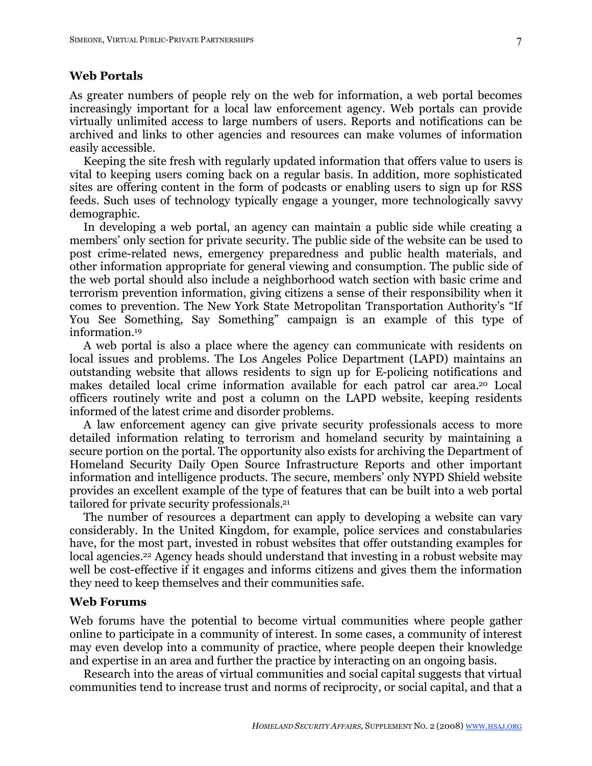## Web Portals

As greater numbers of people rely on the web for information, a web portal becomes increasingly important for a local law enforcement agency. Web portals can provide virtually unlimited access to large numbers of users. Reports and notifications can be archived and links to other agencies and resources can make volumes of information easily accessible.

Keeping the site fresh with regularly updated information that offers value to users is vital to keeping users coming back on a regular basis. In addition, more sophisticated sites are offering content in the form of podcasts or enabling users to sign up for RSS feeds. Such uses of technology typically engage a younger, more technologically savvy demographic.

In developing a web portal, an agency can maintain a public side while creating a members' only section for private security. The public side of the website can be used to post crime-related news, emergency preparedness and public health materials, and other information appropriate for general viewing and consumption. The public side of the web portal should also include a neighborhood watch section with basic crime and terrorism prevention information, giving citizens a sense of their responsibility when it comes to prevention. The New York State Metropolitan Transportation Authority's "If You See Something, Say Something" campaign is an example of this type of information.[19]

A web portal is also a place where the agency can communicate with residents on local issues and problems. The Los Angeles Police Department (LAPD) maintains an outstanding website that allows residents to sign up for E-policing notifications and makes detailed local crime information available for each patrol car area.[20] Local officers routinely write and post a column on the LAPD website, keeping residents informed of the latest crime and disorder problems.

A law enforcement agency can give private security professionals access to more detailed information relating to terrorism and homeland security by maintaining a secure portion on the portal. The opportunity also exists for archiving the Department of Homeland Security Daily Open Source Infrastructure Reports and other important information and intelligence products. The secure, members' only NYPD Shield website provides an excellent example of the type of features that can be built into a web portal tailored for private security professionals.[21]

The number of resources a department can apply to developing a website can vary considerably. In the United Kingdom, for example, police services and constabularies have, for the most part, invested in robust websites that offer outstanding examples for local agencies.[22] Agency heads should understand that investing in a robust website may well be cost-effective if it engages and informs citizens and gives them the information they need to keep themselves and their communities safe.

## Web Forums

Web forums have the potential to become virtual communities where people gather online to participate in a community of interest. In some cases, a community of interest may even develop into a community of practice, where people deepen their knowledge and expertise in an area and further the practice by interacting on an ongoing basis.

Research into the areas of virtual communities and social capital suggests that virtual communities tend to increase trust and norms of reciprocity, or social capital, and that a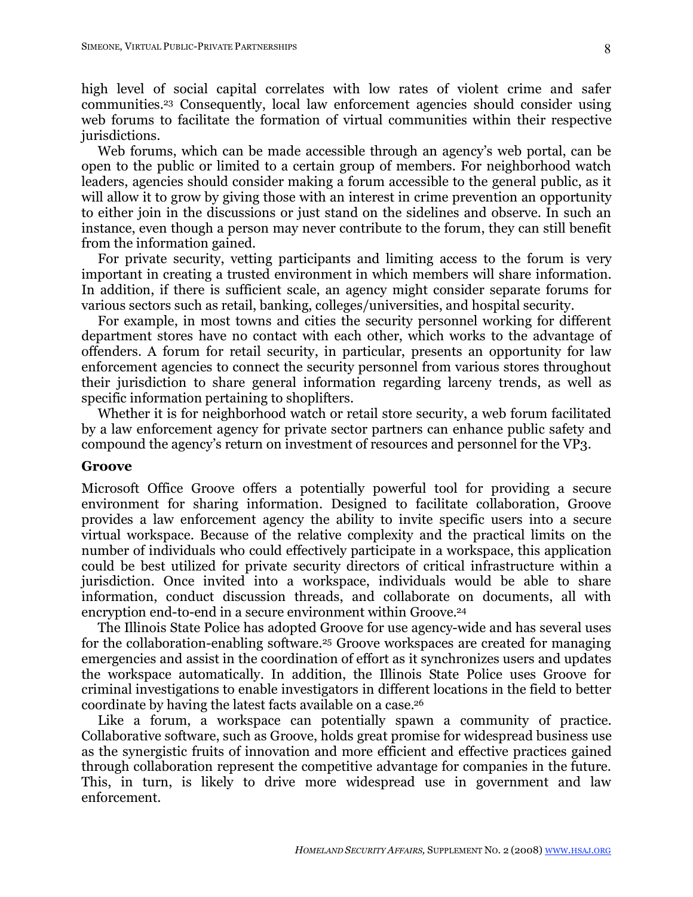high level of social capital correlates with low rates of violent crime and safer communities.[23] Consequently, local law enforcement agencies should consider using web forums to facilitate the formation of virtual communities within their respective jurisdictions.

Web forums, which can be made accessible through an agency's web portal, can be open to the public or limited to a certain group of members. For neighborhood watch leaders, agencies should consider making a forum accessible to the general public, as it will allow it to grow by giving those with an interest in crime prevention an opportunity to either join in the discussions or just stand on the sidelines and observe. In such an instance, even though a person may never contribute to the forum, they can still benefit from the information gained.

For private security, vetting participants and limiting access to the forum is very important in creating a trusted environment in which members will share information. In addition, if there is sufficient scale, an agency might consider separate forums for various sectors such as retail, banking, colleges/universities, and hospital security.

For example, in most towns and cities the security personnel working for different department stores have no contact with each other, which works to the advantage of offenders. A forum for retail security, in particular, presents an opportunity for law enforcement agencies to connect the security personnel from various stores throughout their jurisdiction to share general information regarding larceny trends, as well as specific information pertaining to shoplifters.

Whether it is for neighborhood watch or retail store security, a web forum facilitated by a law enforcement agency for private sector partners can enhance public safety and compound the agency's return on investment of resources and personnel for the VP3.

### Groove

Microsoft Office Groove offers a potentially powerful tool for providing a secure environment for sharing information. Designed to facilitate collaboration, Groove provides a law enforcement agency the ability to invite specific users into a secure virtual workspace. Because of the relative complexity and the practical limits on the number of individuals who could effectively participate in a workspace, this application could be best utilized for private security directors of critical infrastructure within a jurisdiction. Once invited into a workspace, individuals would be able to share information, conduct discussion threads, and collaborate on documents, all with encryption end-to-end in a secure environment within Groove.[24]

The Illinois State Police has adopted Groove for use agency-wide and has several uses for the collaboration-enabling software.[25] Groove workspaces are created for managing emergencies and assist in the coordination of effort as it synchronizes users and updates the workspace automatically. In addition, the Illinois State Police uses Groove for criminal investigations to enable investigators in different locations in the field to better coordinate by having the latest facts available on a case.[26]

Like a forum, a workspace can potentially spawn a community of practice. Collaborative software, such as Groove, holds great promise for widespread business use as the synergistic fruits of innovation and more efficient and effective practices gained through collaboration represent the competitive advantage for companies in the future. This, in turn, is likely to drive more widespread use in government and law enforcement.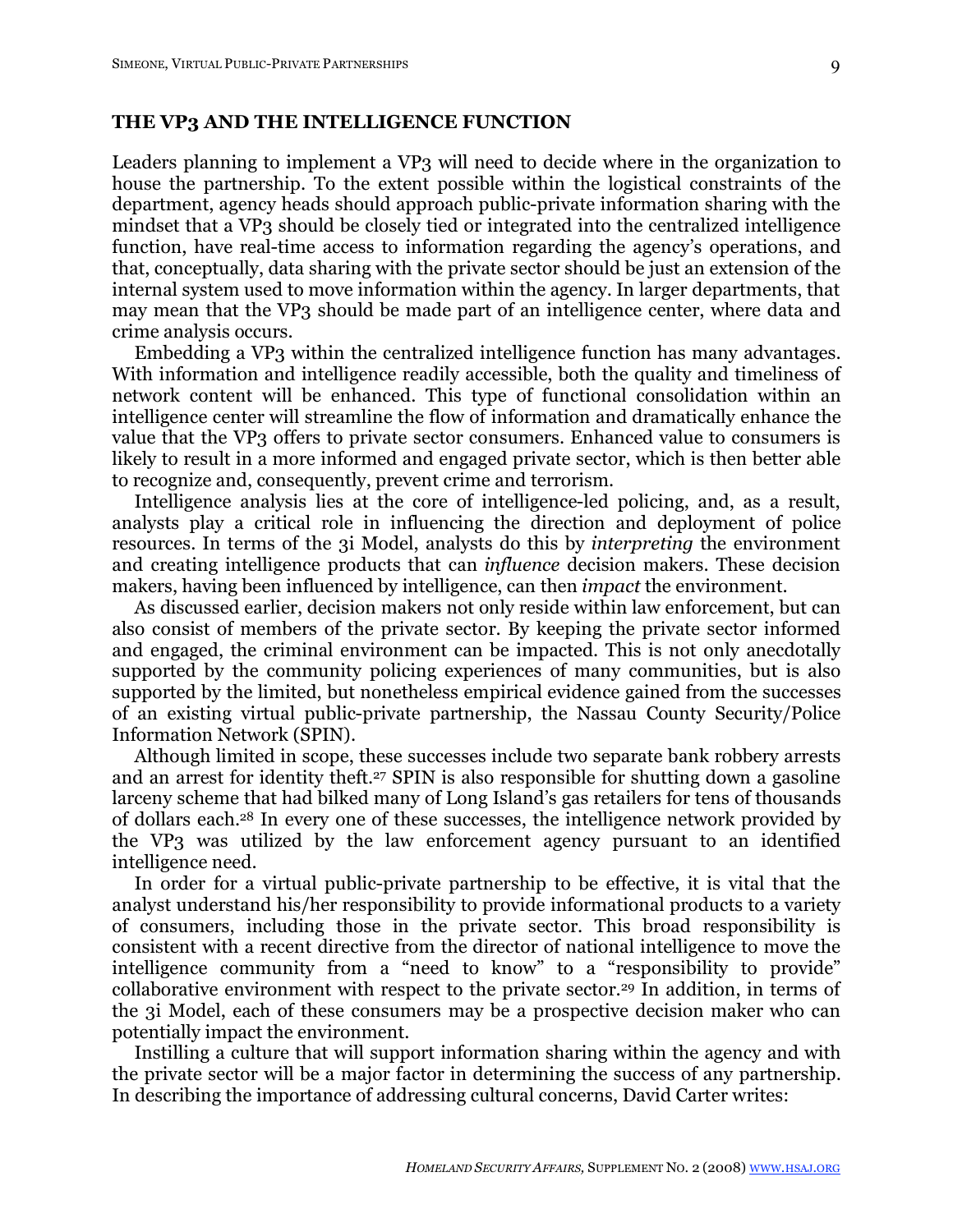## THE VP3 AND THE INTELLIGENCE FUNCTION

Leaders planning to implement a VP3 will need to decide where in the organization to house the partnership. To the extent possible within the logistical constraints of the department, agency heads should approach public-private information sharing with the mindset that a VP3 should be closely tied or integrated into the centralized intelligence function, have real-time access to information regarding the agency's operations, and that, conceptually, data sharing with the private sector should be just an extension of the internal system used to move information within the agency. In larger departments, that may mean that the VP3 should be made part of an intelligence center, where data and crime analysis occurs.

Embedding a VP3 within the centralized intelligence function has many advantages. With information and intelligence readily accessible, both the quality and timeliness of network content will be enhanced. This type of functional consolidation within an intelligence center will streamline the flow of information and dramatically enhance the value that the VP3 offers to private sector consumers. Enhanced value to consumers is likely to result in a more informed and engaged private sector, which is then better able to recognize and, consequently, prevent crime and terrorism.

Intelligence analysis lies at the core of intelligence-led policing, and, as a result, analysts play a critical role in influencing the direction and deployment of police resources. In terms of the 3i Model, analysts do this by *interpreting* the environment and creating intelligence products that can *influence* decision makers. These decision makers, having been influenced by intelligence, can then *impact* the environment.

As discussed earlier, decision makers not only reside within law enforcement, but can also consist of members of the private sector. By keeping the private sector informed and engaged, the criminal environment can be impacted. This is not only anecdotally supported by the community policing experiences of many communities, but is also supported by the limited, but nonetheless empirical evidence gained from the successes of an existing virtual public-private partnership, the Nassau County Security/Police Information Network (SPIN).

Although limited in scope, these successes include two separate bank robbery arrests and an arrest for identity theft.[27] SPIN is also responsible for shutting down a gasoline larceny scheme that had bilked many of Long Island's gas retailers for tens of thousands of dollars each.[28] In every one of these successes, the intelligence network provided by the VP3 was utilized by the law enforcement agency pursuant to an identified intelligence need.

In order for a virtual public-private partnership to be effective, it is vital that the analyst understand his/her responsibility to provide informational products to a variety of consumers, including those in the private sector. This broad responsibility is consistent with a recent directive from the director of national intelligence to move the intelligence community from a "need to know" to a "responsibility to provide" collaborative environment with respect to the private sector.[29] In addition, in terms of the 3i Model, each of these consumers may be a prospective decision maker who can potentially impact the environment.

Instilling a culture that will support information sharing within the agency and with the private sector will be a major factor in determining the success of any partnership. In describing the importance of addressing cultural concerns, David Carter writes: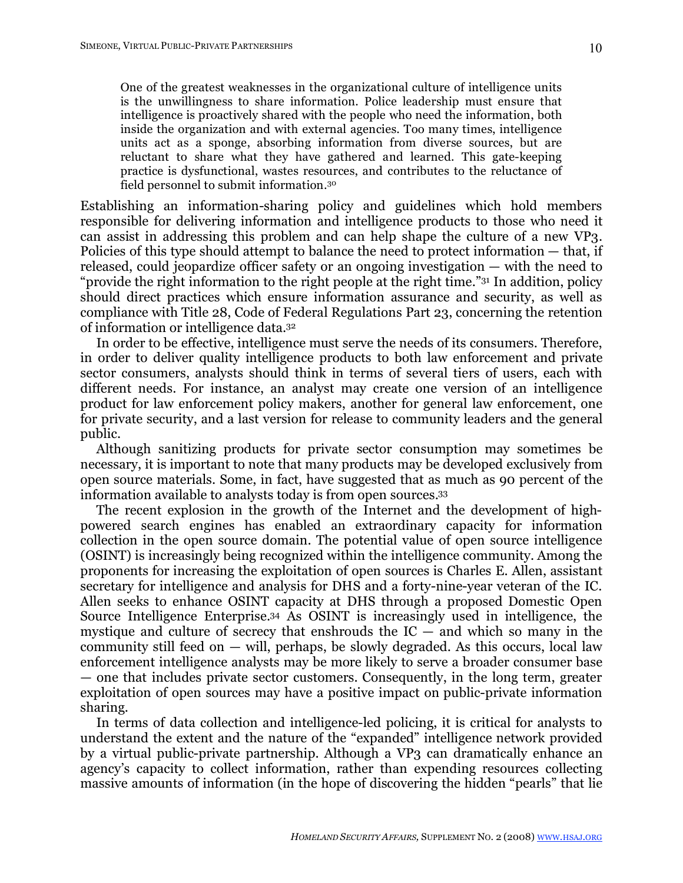> One of the greatest weaknesses in the organizational culture of intelligence units is the unwillingness to share information. Police leadership must ensure that intelligence is proactively shared with the people who need the information, both inside the organization and with external agencies. Too many times, intelligence units act as a sponge, absorbing information from diverse sources, but are reluctant to share what they have gathered and learned. This gate-keeping practice is dysfunctional, wastes resources, and contributes to the reluctance of field personnel to submit information.[30]

Establishing an information-sharing policy and guidelines which hold members responsible for delivering information and intelligence products to those who need it can assist in addressing this problem and can help shape the culture of a new VP3. Policies of this type should attempt to balance the need to protect information — that, if released, could jeopardize officer safety or an ongoing investigation — with the need to "provide the right information to the right people at the right time."[31] In addition, policy should direct practices which ensure information assurance and security, as well as compliance with Title 28, Code of Federal Regulations Part 23, concerning the retention of information or intelligence data.[32]

In order to be effective, intelligence must serve the needs of its consumers. Therefore, in order to deliver quality intelligence products to both law enforcement and private sector consumers, analysts should think in terms of several tiers of users, each with different needs. For instance, an analyst may create one version of an intelligence product for law enforcement policy makers, another for general law enforcement, one for private security, and a last version for release to community leaders and the general public.

Although sanitizing products for private sector consumption may sometimes be necessary, it is important to note that many products may be developed exclusively from open source materials. Some, in fact, have suggested that as much as 90 percent of the information available to analysts today is from open sources.[33]

The recent explosion in the growth of the Internet and the development of high-powered search engines has enabled an extraordinary capacity for information collection in the open source domain. The potential value of open source intelligence (OSINT) is increasingly being recognized within the intelligence community. Among the proponents for increasing the exploitation of open sources is Charles E. Allen, assistant secretary for intelligence and analysis for DHS and a forty-nine-year veteran of the IC. Allen seeks to enhance OSINT capacity at DHS through a proposed Domestic Open Source Intelligence Enterprise.[34] As OSINT is increasingly used in intelligence, the mystique and culture of secrecy that enshrouds the IC — and which so many in the community still feed on — will, perhaps, be slowly degraded. As this occurs, local law enforcement intelligence analysts may be more likely to serve a broader consumer base — one that includes private sector customers. Consequently, in the long term, greater exploitation of open sources may have a positive impact on public-private information sharing.

In terms of data collection and intelligence-led policing, it is critical for analysts to understand the extent and the nature of the "expanded" intelligence network provided by a virtual public-private partnership. Although a VP3 can dramatically enhance an agency's capacity to collect information, rather than expending resources collecting massive amounts of information (in the hope of discovering the hidden "pearls" that lie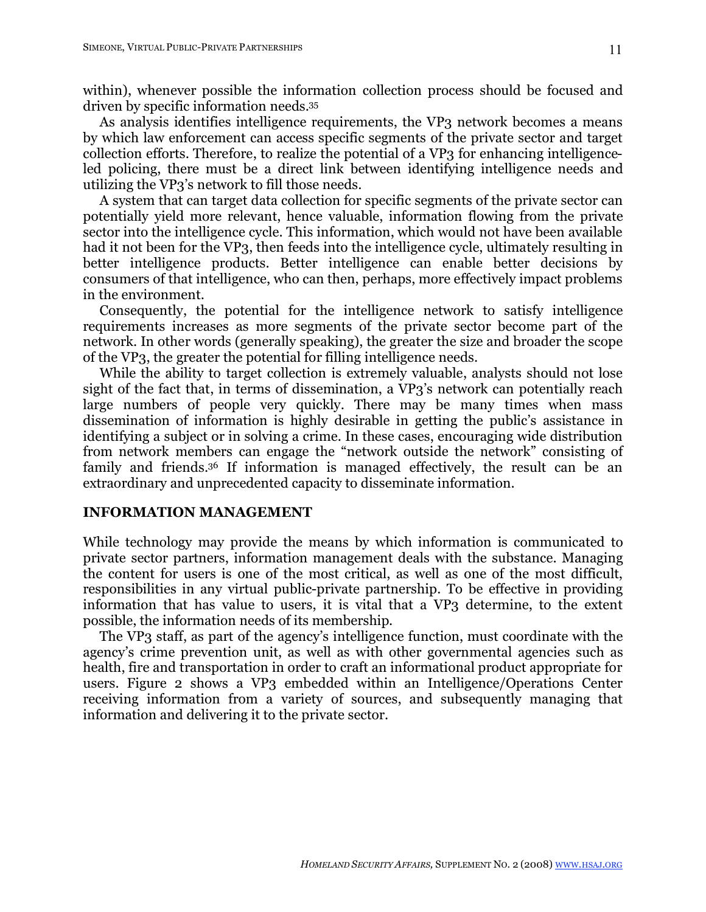within), whenever possible the information collection process should be focused and driven by specific information needs.[35]

As analysis identifies intelligence requirements, the VP3 network becomes a means by which law enforcement can access specific segments of the private sector and target collection efforts. Therefore, to realize the potential of a VP3 for enhancing intelligence-led policing, there must be a direct link between identifying intelligence needs and utilizing the VP3's network to fill those needs.

A system that can target data collection for specific segments of the private sector can potentially yield more relevant, hence valuable, information flowing from the private sector into the intelligence cycle. This information, which would not have been available had it not been for the VP3, then feeds into the intelligence cycle, ultimately resulting in better intelligence products. Better intelligence can enable better decisions by consumers of that intelligence, who can then, perhaps, more effectively impact problems in the environment.

Consequently, the potential for the intelligence network to satisfy intelligence requirements increases as more segments of the private sector become part of the network. In other words (generally speaking), the greater the size and broader the scope of the VP3, the greater the potential for filling intelligence needs.

While the ability to target collection is extremely valuable, analysts should not lose sight of the fact that, in terms of dissemination, a VP3's network can potentially reach large numbers of people very quickly. There may be many times when mass dissemination of information is highly desirable in getting the public's assistance in identifying a subject or in solving a crime. In these cases, encouraging wide distribution from network members can engage the "network outside the network" consisting of family and friends.[36] If information is managed effectively, the result can be an extraordinary and unprecedented capacity to disseminate information.

## INFORMATION MANAGEMENT

While technology may provide the means by which information is communicated to private sector partners, information management deals with the substance. Managing the content for users is one of the most critical, as well as one of the most difficult, responsibilities in any virtual public-private partnership. To be effective in providing information that has value to users, it is vital that a VP3 determine, to the extent possible, the information needs of its membership.

The VP3 staff, as part of the agency's intelligence function, must coordinate with the agency's crime prevention unit, as well as with other governmental agencies such as health, fire and transportation in order to craft an informational product appropriate for users. Figure 2 shows a VP3 embedded within an Intelligence/Operations Center receiving information from a variety of sources, and subsequently managing that information and delivering it to the private sector.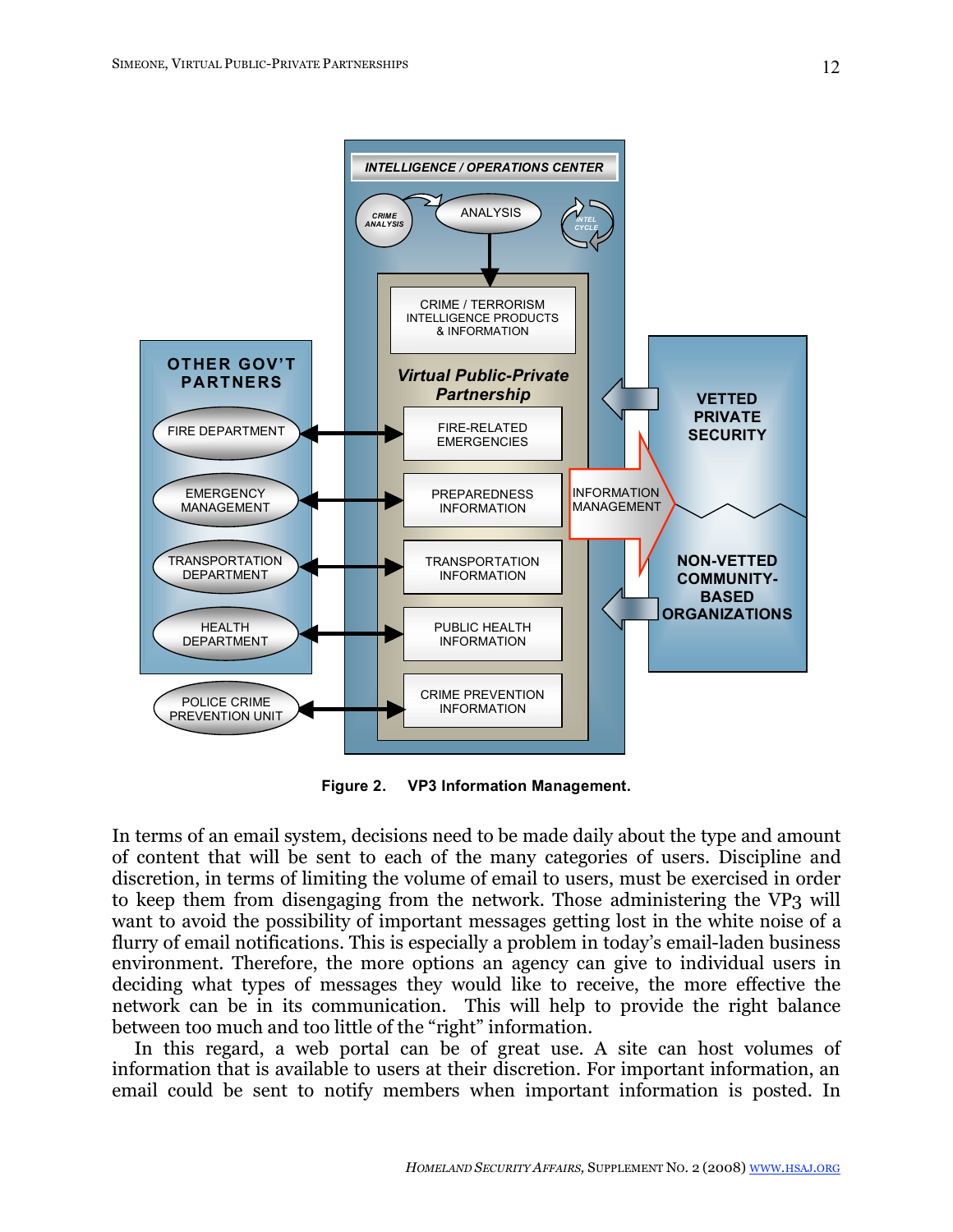**Figure 2. VP3 Information Management.**

In terms of an email system, decisions need to be made daily about the type and amount of content that will be sent to each of the many categories of users. Discipline and discretion, in terms of limiting the volume of email to users, must be exercised in order to keep them from disengaging from the network. Those administering the VP3 will want to avoid the possibility of important messages getting lost in the white noise of a flurry of email notifications. This is especially a problem in today's email-laden business environment. Therefore, the more options an agency can give to individual users in deciding what types of messages they would like to receive, the more effective the network can be in its communication. This will help to provide the right balance between too much and too little of the "right" information.

In this regard, a web portal can be of great use. A site can host volumes of information that is available to users at their discretion. For important information, an email could be sent to notify members when important information is posted. In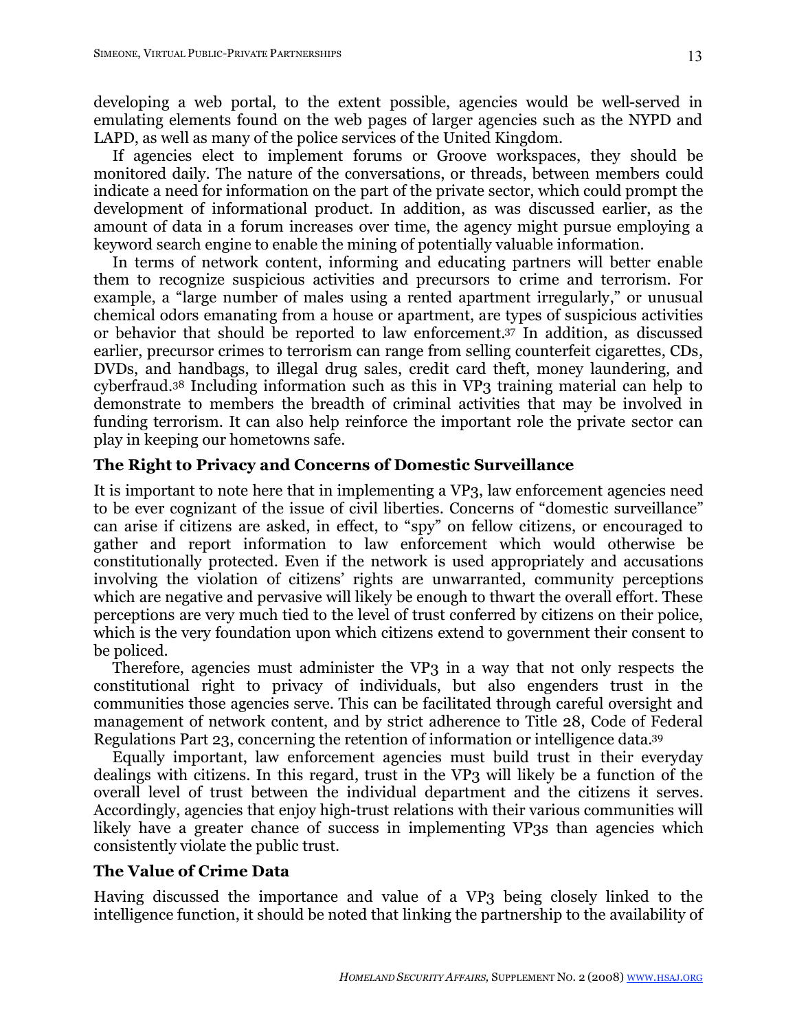developing a web portal, to the extent possible, agencies would be well-served in emulating elements found on the web pages of larger agencies such as the NYPD and LAPD, as well as many of the police services of the United Kingdom.

If agencies elect to implement forums or Groove workspaces, they should be monitored daily. The nature of the conversations, or threads, between members could indicate a need for information on the part of the private sector, which could prompt the development of informational product. In addition, as was discussed earlier, as the amount of data in a forum increases over time, the agency might pursue employing a keyword search engine to enable the mining of potentially valuable information.

In terms of network content, informing and educating partners will better enable them to recognize suspicious activities and precursors to crime and terrorism. For example, a "large number of males using a rented apartment irregularly," or unusual chemical odors emanating from a house or apartment, are types of suspicious activities or behavior that should be reported to law enforcement.[37] In addition, as discussed earlier, precursor crimes to terrorism can range from selling counterfeit cigarettes, CDs, DVDs, and handbags, to illegal drug sales, credit card theft, money laundering, and cyberfraud.[38] Including information such as this in VP3 training material can help to demonstrate to members the breadth of criminal activities that may be involved in funding terrorism. It can also help reinforce the important role the private sector can play in keeping our hometowns safe.

### The Right to Privacy and Concerns of Domestic Surveillance

It is important to note here that in implementing a VP3, law enforcement agencies need to be ever cognizant of the issue of civil liberties. Concerns of "domestic surveillance" can arise if citizens are asked, in effect, to "spy" on fellow citizens, or encouraged to gather and report information to law enforcement which would otherwise be constitutionally protected. Even if the network is used appropriately and accusations involving the violation of citizens' rights are unwarranted, community perceptions which are negative and pervasive will likely be enough to thwart the overall effort. These perceptions are very much tied to the level of trust conferred by citizens on their police, which is the very foundation upon which citizens extend to government their consent to be policed.

Therefore, agencies must administer the VP3 in a way that not only respects the constitutional right to privacy of individuals, but also engenders trust in the communities those agencies serve. This can be facilitated through careful oversight and management of network content, and by strict adherence to Title 28, Code of Federal Regulations Part 23, concerning the retention of information or intelligence data.[39]

Equally important, law enforcement agencies must build trust in their everyday dealings with citizens. In this regard, trust in the VP3 will likely be a function of the overall level of trust between the individual department and the citizens it serves. Accordingly, agencies that enjoy high-trust relations with their various communities will likely have a greater chance of success in implementing VP3s than agencies which consistently violate the public trust.

### The Value of Crime Data

Having discussed the importance and value of a VP3 being closely linked to the intelligence function, it should be noted that linking the partnership to the availability of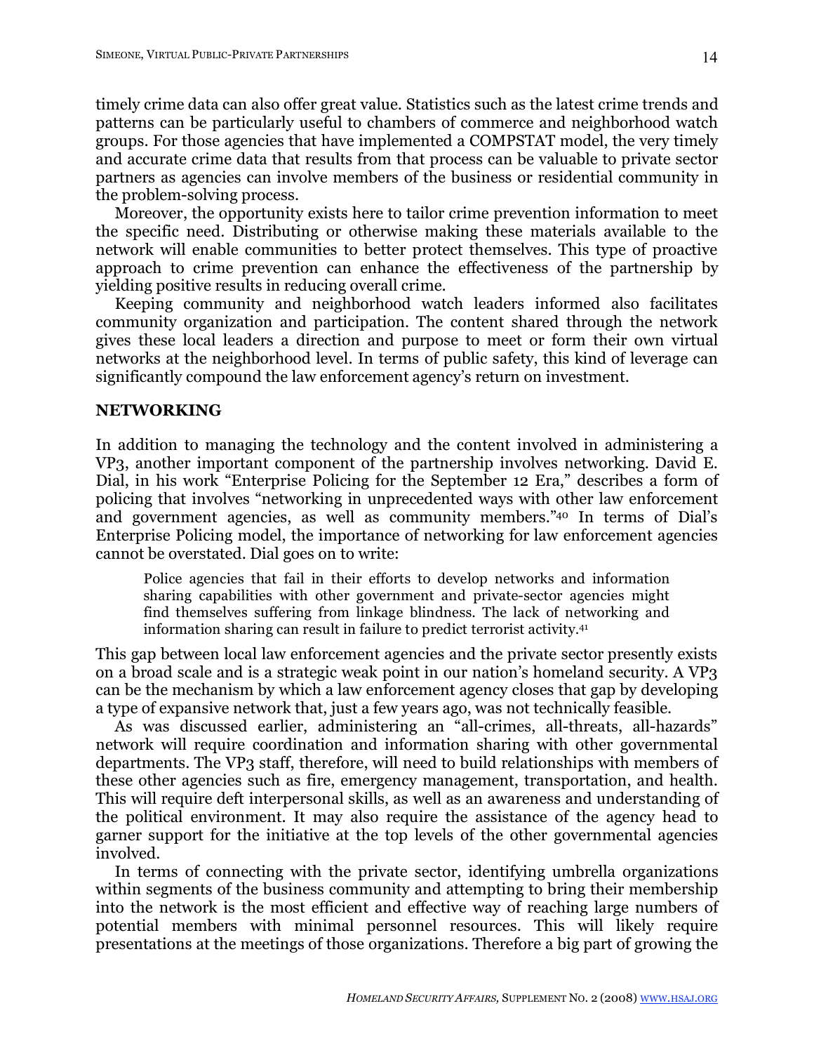timely crime data can also offer great value. Statistics such as the latest crime trends and patterns can be particularly useful to chambers of commerce and neighborhood watch groups. For those agencies that have implemented a COMPSTAT model, the very timely and accurate crime data that results from that process can be valuable to private sector partners as agencies can involve members of the business or residential community in the problem-solving process.

Moreover, the opportunity exists here to tailor crime prevention information to meet the specific need. Distributing or otherwise making these materials available to the network will enable communities to better protect themselves. This type of proactive approach to crime prevention can enhance the effectiveness of the partnership by yielding positive results in reducing overall crime.

Keeping community and neighborhood watch leaders informed also facilitates community organization and participation. The content shared through the network gives these local leaders a direction and purpose to meet or form their own virtual networks at the neighborhood level. In terms of public safety, this kind of leverage can significantly compound the law enforcement agency's return on investment.

## NETWORKING

In addition to managing the technology and the content involved in administering a VP3, another important component of the partnership involves networking. David E. Dial, in his work "Enterprise Policing for the September 12 Era," describes a form of policing that involves "networking in unprecedented ways with other law enforcement and government agencies, as well as community members."[40] In terms of Dial's Enterprise Policing model, the importance of networking for law enforcement agencies cannot be overstated. Dial goes on to write:

> Police agencies that fail in their efforts to develop networks and information sharing capabilities with other government and private-sector agencies might find themselves suffering from linkage blindness. The lack of networking and information sharing can result in failure to predict terrorist activity.[41]

This gap between local law enforcement agencies and the private sector presently exists on a broad scale and is a strategic weak point in our nation's homeland security. A VP3 can be the mechanism by which a law enforcement agency closes that gap by developing a type of expansive network that, just a few years ago, was not technically feasible.

As was discussed earlier, administering an "all-crimes, all-threats, all-hazards" network will require coordination and information sharing with other governmental departments. The VP3 staff, therefore, will need to build relationships with members of these other agencies such as fire, emergency management, transportation, and health. This will require deft interpersonal skills, as well as an awareness and understanding of the political environment. It may also require the assistance of the agency head to garner support for the initiative at the top levels of the other governmental agencies involved.

In terms of connecting with the private sector, identifying umbrella organizations within segments of the business community and attempting to bring their membership into the network is the most efficient and effective way of reaching large numbers of potential members with minimal personnel resources. This will likely require presentations at the meetings of those organizations. Therefore a big part of growing the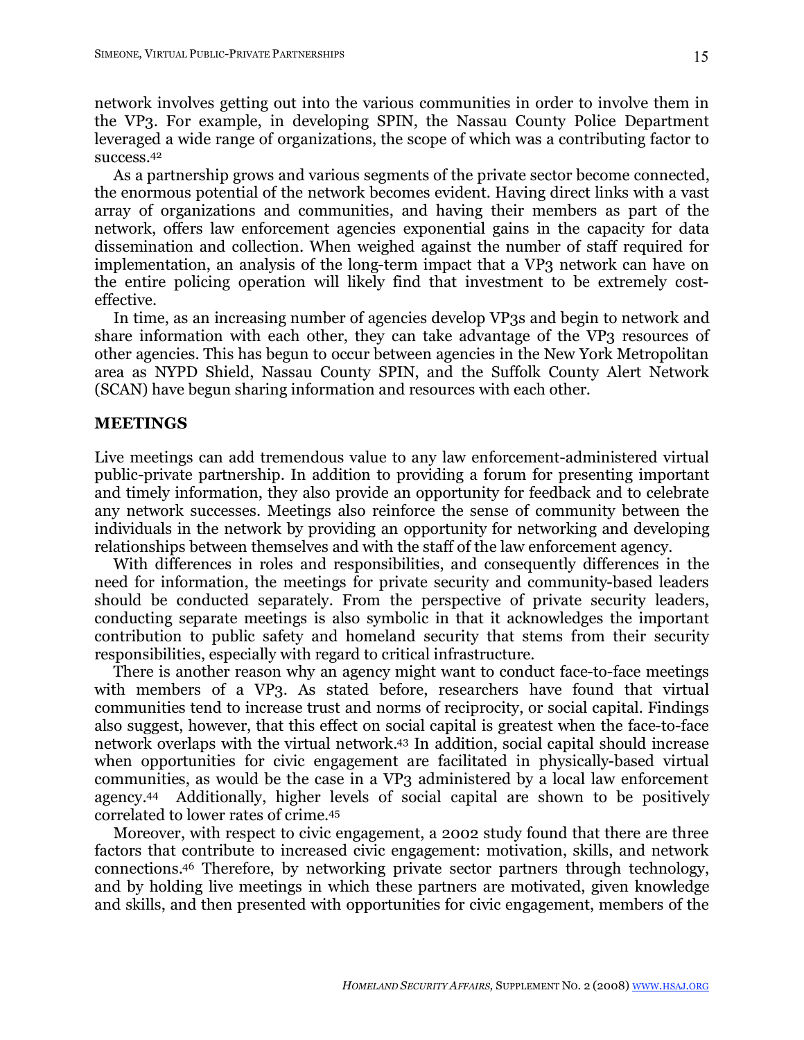network involves getting out into the various communities in order to involve them in the VP3. For example, in developing SPIN, the Nassau County Police Department leveraged a wide range of organizations, the scope of which was a contributing factor to success.[42]

As a partnership grows and various segments of the private sector become connected, the enormous potential of the network becomes evident. Having direct links with a vast array of organizations and communities, and having their members as part of the network, offers law enforcement agencies exponential gains in the capacity for data dissemination and collection. When weighed against the number of staff required for implementation, an analysis of the long-term impact that a VP3 network can have on the entire policing operation will likely find that investment to be extremely cost-effective.

In time, as an increasing number of agencies develop VP3s and begin to network and share information with each other, they can take advantage of the VP3 resources of other agencies. This has begun to occur between agencies in the New York Metropolitan area as NYPD Shield, Nassau County SPIN, and the Suffolk County Alert Network (SCAN) have begun sharing information and resources with each other.

## MEETINGS

Live meetings can add tremendous value to any law enforcement-administered virtual public-private partnership. In addition to providing a forum for presenting important and timely information, they also provide an opportunity for feedback and to celebrate any network successes. Meetings also reinforce the sense of community between the individuals in the network by providing an opportunity for networking and developing relationships between themselves and with the staff of the law enforcement agency.

With differences in roles and responsibilities, and consequently differences in the need for information, the meetings for private security and community-based leaders should be conducted separately. From the perspective of private security leaders, conducting separate meetings is also symbolic in that it acknowledges the important contribution to public safety and homeland security that stems from their security responsibilities, especially with regard to critical infrastructure.

There is another reason why an agency might want to conduct face-to-face meetings with members of a VP3. As stated before, researchers have found that virtual communities tend to increase trust and norms of reciprocity, or social capital. Findings also suggest, however, that this effect on social capital is greatest when the face-to-face network overlaps with the virtual network.[43] In addition, social capital should increase when opportunities for civic engagement are facilitated in physically-based virtual communities, as would be the case in a VP3 administered by a local law enforcement agency.[44] Additionally, higher levels of social capital are shown to be positively correlated to lower rates of crime.[45]

Moreover, with respect to civic engagement, a 2002 study found that there are three factors that contribute to increased civic engagement: motivation, skills, and network connections.[46] Therefore, by networking private sector partners through technology, and by holding live meetings in which these partners are motivated, given knowledge and skills, and then presented with opportunities for civic engagement, members of the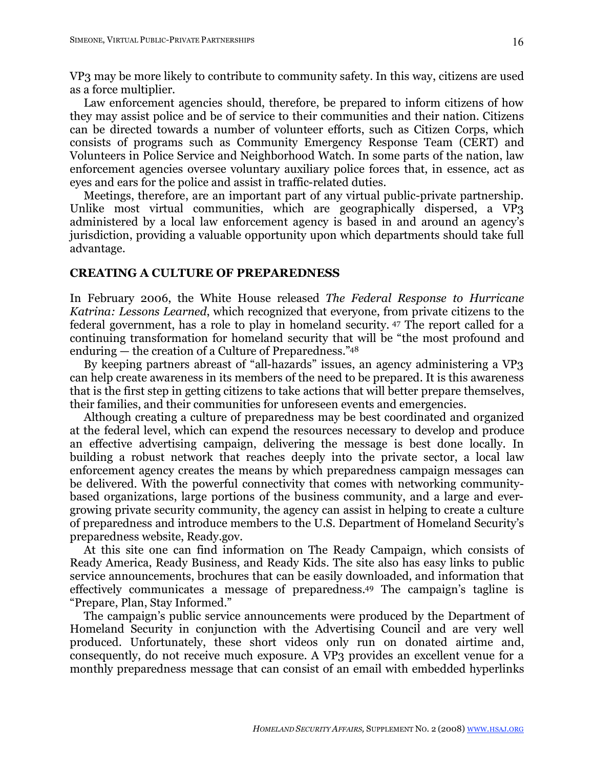VP3 may be more likely to contribute to community safety. In this way, citizens are used as a force multiplier.

Law enforcement agencies should, therefore, be prepared to inform citizens of how they may assist police and be of service to their communities and their nation. Citizens can be directed towards a number of volunteer efforts, such as Citizen Corps, which consists of programs such as Community Emergency Response Team (CERT) and Volunteers in Police Service and Neighborhood Watch. In some parts of the nation, law enforcement agencies oversee voluntary auxiliary police forces that, in essence, act as eyes and ears for the police and assist in traffic-related duties.

Meetings, therefore, are an important part of any virtual public-private partnership. Unlike most virtual communities, which are geographically dispersed, a VP3 administered by a local law enforcement agency is based in and around an agency's jurisdiction, providing a valuable opportunity upon which departments should take full advantage.

## CREATING A CULTURE OF PREPAREDNESS

In February 2006, the White House released *The Federal Response to Hurricane Katrina: Lessons Learned*, which recognized that everyone, from private citizens to the federal government, has a role to play in homeland security. [47] The report called for a continuing transformation for homeland security that will be "the most profound and enduring — the creation of a Culture of Preparedness."[48]

By keeping partners abreast of "all-hazards" issues, an agency administering a VP3 can help create awareness in its members of the need to be prepared. It is this awareness that is the first step in getting citizens to take actions that will better prepare themselves, their families, and their communities for unforeseen events and emergencies.

Although creating a culture of preparedness may be best coordinated and organized at the federal level, which can expend the resources necessary to develop and produce an effective advertising campaign, delivering the message is best done locally. In building a robust network that reaches deeply into the private sector, a local law enforcement agency creates the means by which preparedness campaign messages can be delivered. With the powerful connectivity that comes with networking community-based organizations, large portions of the business community, and a large and ever-growing private security community, the agency can assist in helping to create a culture of preparedness and introduce members to the U.S. Department of Homeland Security's preparedness website, Ready.gov.

At this site one can find information on The Ready Campaign, which consists of Ready America, Ready Business, and Ready Kids. The site also has easy links to public service announcements, brochures that can be easily downloaded, and information that effectively communicates a message of preparedness.[49] The campaign's tagline is "Prepare, Plan, Stay Informed."

The campaign's public service announcements were produced by the Department of Homeland Security in conjunction with the Advertising Council and are very well produced. Unfortunately, these short videos only run on donated airtime and, consequently, do not receive much exposure. A VP3 provides an excellent venue for a monthly preparedness message that can consist of an email with embedded hyperlinks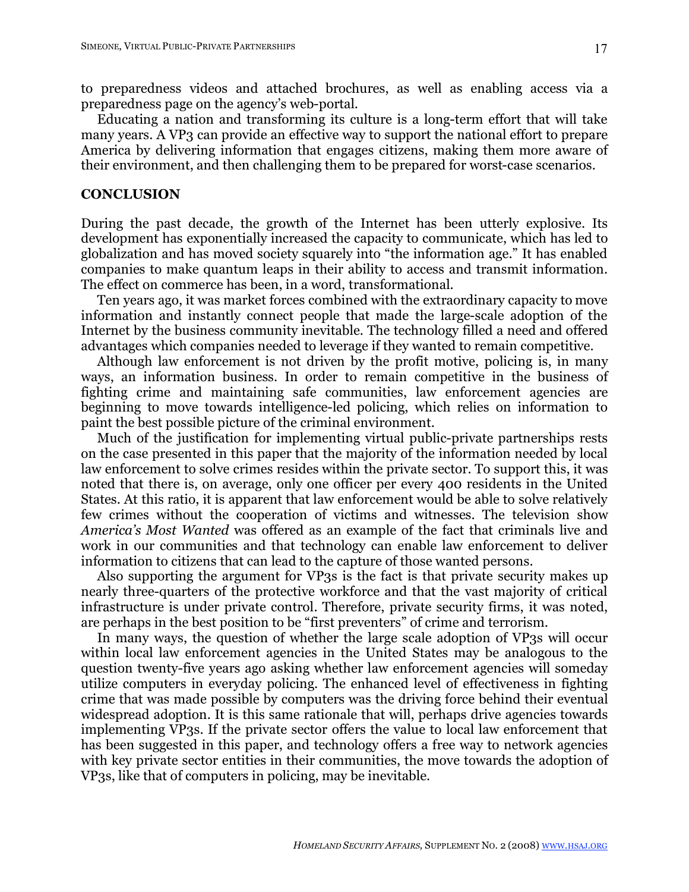to preparedness videos and attached brochures, as well as enabling access via a preparedness page on the agency's web-portal.

Educating a nation and transforming its culture is a long-term effort that will take many years. A VP3 can provide an effective way to support the national effort to prepare America by delivering information that engages citizens, making them more aware of their environment, and then challenging them to be prepared for worst-case scenarios.

## CONCLUSION

During the past decade, the growth of the Internet has been utterly explosive. Its development has exponentially increased the capacity to communicate, which has led to globalization and has moved society squarely into "the information age." It has enabled companies to make quantum leaps in their ability to access and transmit information. The effect on commerce has been, in a word, transformational.

Ten years ago, it was market forces combined with the extraordinary capacity to move information and instantly connect people that made the large-scale adoption of the Internet by the business community inevitable. The technology filled a need and offered advantages which companies needed to leverage if they wanted to remain competitive.

Although law enforcement is not driven by the profit motive, policing is, in many ways, an information business. In order to remain competitive in the business of fighting crime and maintaining safe communities, law enforcement agencies are beginning to move towards intelligence-led policing, which relies on information to paint the best possible picture of the criminal environment.

Much of the justification for implementing virtual public-private partnerships rests on the case presented in this paper that the majority of the information needed by local law enforcement to solve crimes resides within the private sector. To support this, it was noted that there is, on average, only one officer per every 400 residents in the United States. At this ratio, it is apparent that law enforcement would be able to solve relatively few crimes without the cooperation of victims and witnesses. The television show *America's Most Wanted* was offered as an example of the fact that criminals live and work in our communities and that technology can enable law enforcement to deliver information to citizens that can lead to the capture of those wanted persons.

Also supporting the argument for VP3s is the fact is that private security makes up nearly three-quarters of the protective workforce and that the vast majority of critical infrastructure is under private control. Therefore, private security firms, it was noted, are perhaps in the best position to be "first preventers" of crime and terrorism.

In many ways, the question of whether the large scale adoption of VP3s will occur within local law enforcement agencies in the United States may be analogous to the question twenty-five years ago asking whether law enforcement agencies will someday utilize computers in everyday policing. The enhanced level of effectiveness in fighting crime that was made possible by computers was the driving force behind their eventual widespread adoption. It is this same rationale that will, perhaps drive agencies towards implementing VP3s. If the private sector offers the value to local law enforcement that has been suggested in this paper, and technology offers a free way to network agencies with key private sector entities in their communities, the move towards the adoption of VP3s, like that of computers in policing, may be inevitable.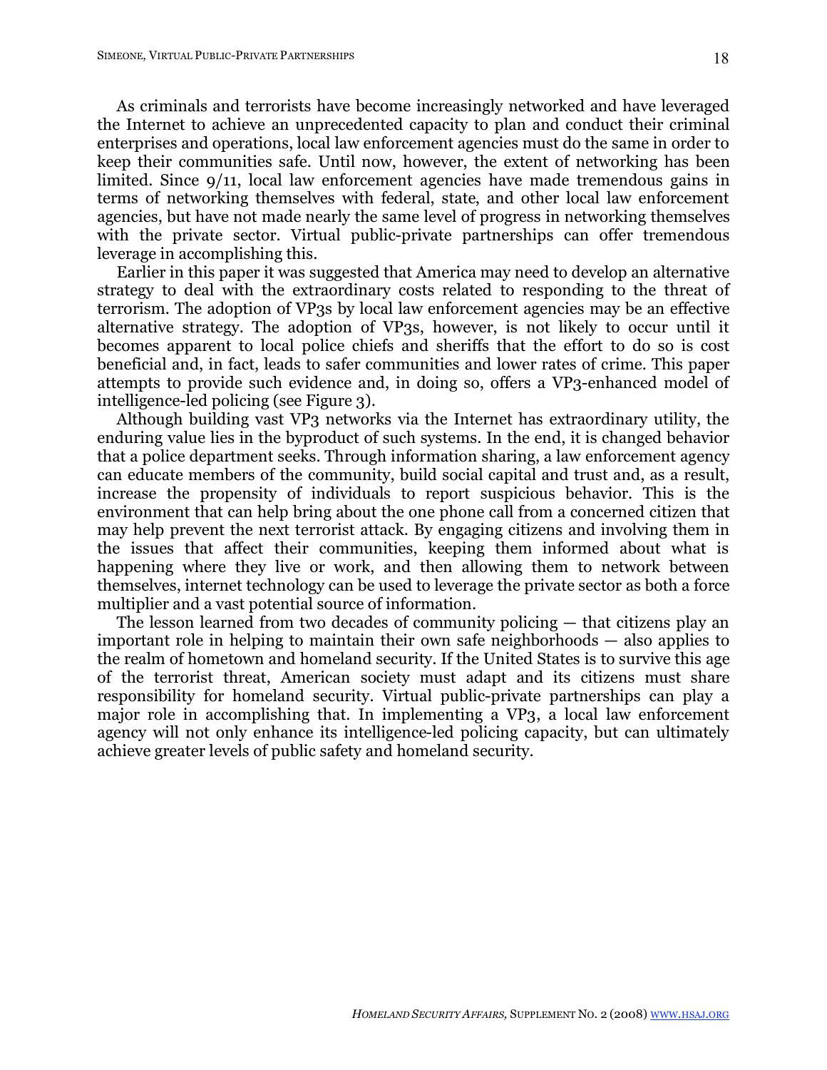As criminals and terrorists have become increasingly networked and have leveraged the Internet to achieve an unprecedented capacity to plan and conduct their criminal enterprises and operations, local law enforcement agencies must do the same in order to keep their communities safe. Until now, however, the extent of networking has been limited. Since 9/11, local law enforcement agencies have made tremendous gains in terms of networking themselves with federal, state, and other local law enforcement agencies, but have not made nearly the same level of progress in networking themselves with the private sector. Virtual public-private partnerships can offer tremendous leverage in accomplishing this.

Earlier in this paper it was suggested that America may need to develop an alternative strategy to deal with the extraordinary costs related to responding to the threat of terrorism. The adoption of VP3s by local law enforcement agencies may be an effective alternative strategy. The adoption of VP3s, however, is not likely to occur until it becomes apparent to local police chiefs and sheriffs that the effort to do so is cost beneficial and, in fact, leads to safer communities and lower rates of crime. This paper attempts to provide such evidence and, in doing so, offers a VP3-enhanced model of intelligence-led policing (see Figure 3).

Although building vast VP3 networks via the Internet has extraordinary utility, the enduring value lies in the byproduct of such systems. In the end, it is changed behavior that a police department seeks. Through information sharing, a law enforcement agency can educate members of the community, build social capital and trust and, as a result, increase the propensity of individuals to report suspicious behavior. This is the environment that can help bring about the one phone call from a concerned citizen that may help prevent the next terrorist attack. By engaging citizens and involving them in the issues that affect their communities, keeping them informed about what is happening where they live or work, and then allowing them to network between themselves, internet technology can be used to leverage the private sector as both a force multiplier and a vast potential source of information.

The lesson learned from two decades of community policing — that citizens play an important role in helping to maintain their own safe neighborhoods — also applies to the realm of hometown and homeland security. If the United States is to survive this age of the terrorist threat, American society must adapt and its citizens must share responsibility for homeland security. Virtual public-private partnerships can play a major role in accomplishing that. In implementing a VP3, a local law enforcement agency will not only enhance its intelligence-led policing capacity, but can ultimately achieve greater levels of public safety and homeland security.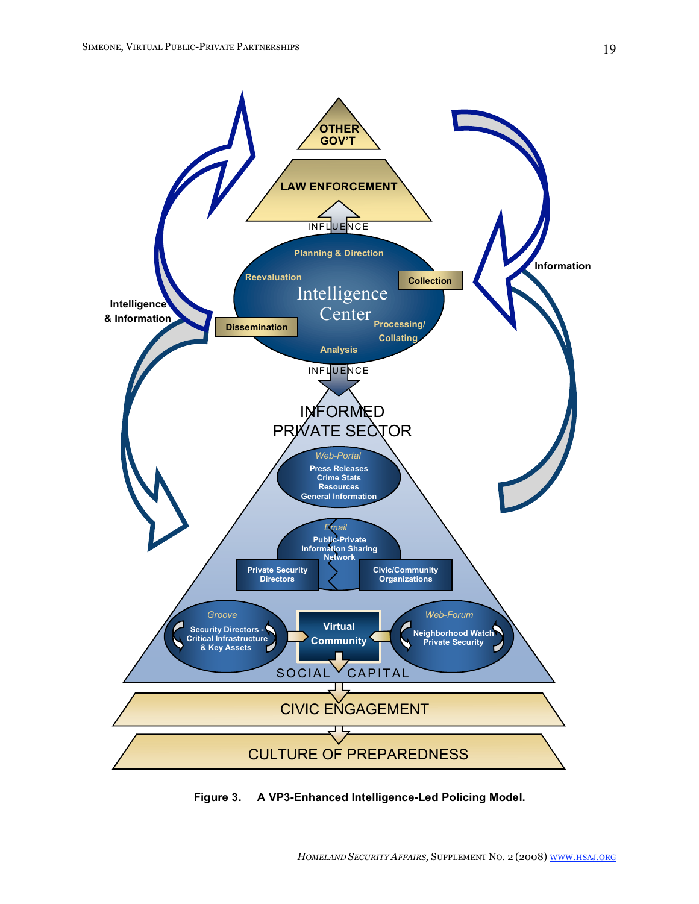OTHER GOV'T

LAW ENFORCEMENT

INFLUENCE

Planning & Direction

Reevaluation

Collection

Intelligence Center

Processing/ Collating

Dissemination

Analysis

INFLUENCE

Intelligence & Information

Information

INFORMED PRIVATE SECTOR

*Web-Portal*
Press Releases
Crime Stats
Resources
General Information

*Email*
Public-Private Information Sharing Network

Private Security Directors

Civic/Community Organizations

*Groove*
Security Directors - Critical Infrastructure & Key Assets

Virtual Community

*Web-Forum*
Neighborhood Watch
Private Security

SOCIAL CAPITAL

CIVIC ENGAGEMENT

CULTURE OF PREPAREDNESS

**Figure 3. A VP3-Enhanced Intelligence-Led Policing Model.**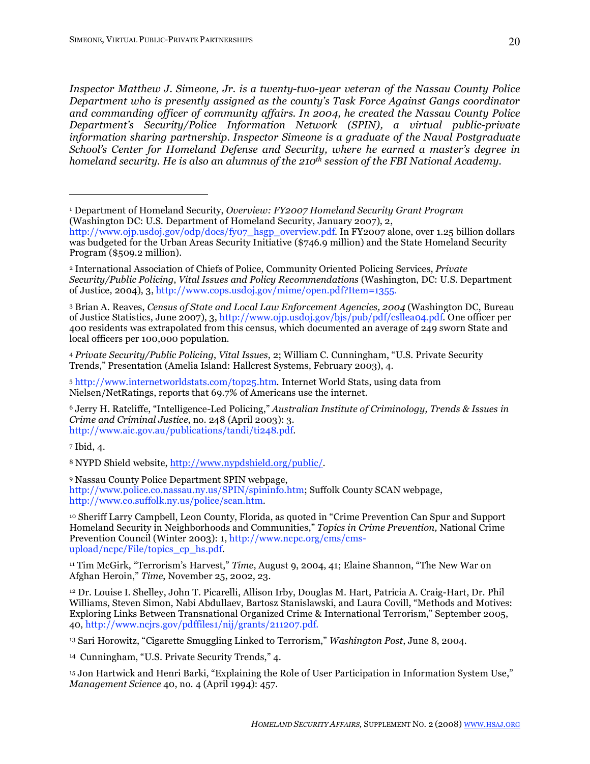*Inspector Matthew J. Simeone, Jr. is a twenty-two-year veteran of the Nassau County Police Department who is presently assigned as the county's Task Force Against Gangs coordinator and commanding officer of community affairs. In 2004, he created the Nassau County Police Department's Security/Police Information Network (SPIN), a virtual public-private information sharing partnership. Inspector Simeone is a graduate of the Naval Postgraduate School's Center for Homeland Defense and Security, where he earned a master's degree in homeland security. He is also an alumnus of the 210th session of the FBI National Academy.*

---

[1] Department of Homeland Security, *Overview: FY2007 Homeland Security Grant Program* (Washington DC: U.S. Department of Homeland Security, January 2007), 2, http://www.ojp.usdoj.gov/odp/docs/fy07_hsgp_overview.pdf. In FY2007 alone, over 1.25 billion dollars was budgeted for the Urban Areas Security Initiative ($746.9 million) and the State Homeland Security Program ($509.2 million).

[2] International Association of Chiefs of Police, Community Oriented Policing Services, *Private Security/Public Policing, Vital Issues and Policy Recommendations* (Washington, DC: U.S. Department of Justice, 2004), 3, http://www.cops.usdoj.gov/mime/open.pdf?Item=1355.

[3] Brian A. Reaves, *Census of State and Local Law Enforcement Agencies, 2004* (Washington DC, Bureau of Justice Statistics, June 2007), 3, http://www.ojp.usdoj.gov/bjs/pub/pdf/csllea04.pdf. One officer per 400 residents was extrapolated from this census, which documented an average of 249 sworn State and local officers per 100,000 population.

[4] *Private Security/Public Policing, Vital Issues*, 2; William C. Cunningham, "U.S. Private Security Trends," Presentation (Amelia Island: Hallcrest Systems, February 2003), 4.

[5] http://www.internetworldstats.com/top25.htm. Internet World Stats, using data from Nielsen/NetRatings, reports that 69.7% of Americans use the internet.

[6] Jerry H. Ratcliffe, "Intelligence-Led Policing," *Australian Institute of Criminology, Trends & Issues in Crime and Criminal Justice*, no. 248 (April 2003): 3. http://www.aic.gov.au/publications/tandi/ti248.pdf.

[7] Ibid, 4.

[8] NYPD Shield website, http://www.nypdshield.org/public/.

[9] Nassau County Police Department SPIN webpage, http://www.police.co.nassau.ny.us/SPIN/spininfo.htm; Suffolk County SCAN webpage, http://www.co.suffolk.ny.us/police/scan.htm.

[10] Sheriff Larry Campbell, Leon County, Florida, as quoted in "Crime Prevention Can Spur and Support Homeland Security in Neighborhoods and Communities," *Topics in Crime Prevention,* National Crime Prevention Council (Winter 2003): 1, http://www.ncpc.org/cms/cms-upload/ncpc/File/topics_cp_hs.pdf.

[11] Tim McGirk, "Terrorism's Harvest," *Time*, August 9, 2004, 41; Elaine Shannon, "The New War on Afghan Heroin," *Time*, November 25, 2002, 23.

[12] Dr. Louise I. Shelley, John T. Picarelli, Allison Irby, Douglas M. Hart, Patricia A. Craig-Hart, Dr. Phil Williams, Steven Simon, Nabi Abdullaev, Bartosz Stanislawski, and Laura Covill, "Methods and Motives: Exploring Links Between Transnational Organized Crime & International Terrorism," September 2005, 40, http://www.ncjrs.gov/pdffiles1/nij/grants/211207.pdf.

[13] Sari Horowitz, "Cigarette Smuggling Linked to Terrorism," *Washington Post*, June 8, 2004.

[14] Cunningham, "U.S. Private Security Trends," 4.

[15] Jon Hartwick and Henri Barki, "Explaining the Role of User Participation in Information System Use," *Management Science* 40, no. 4 (April 1994): 457.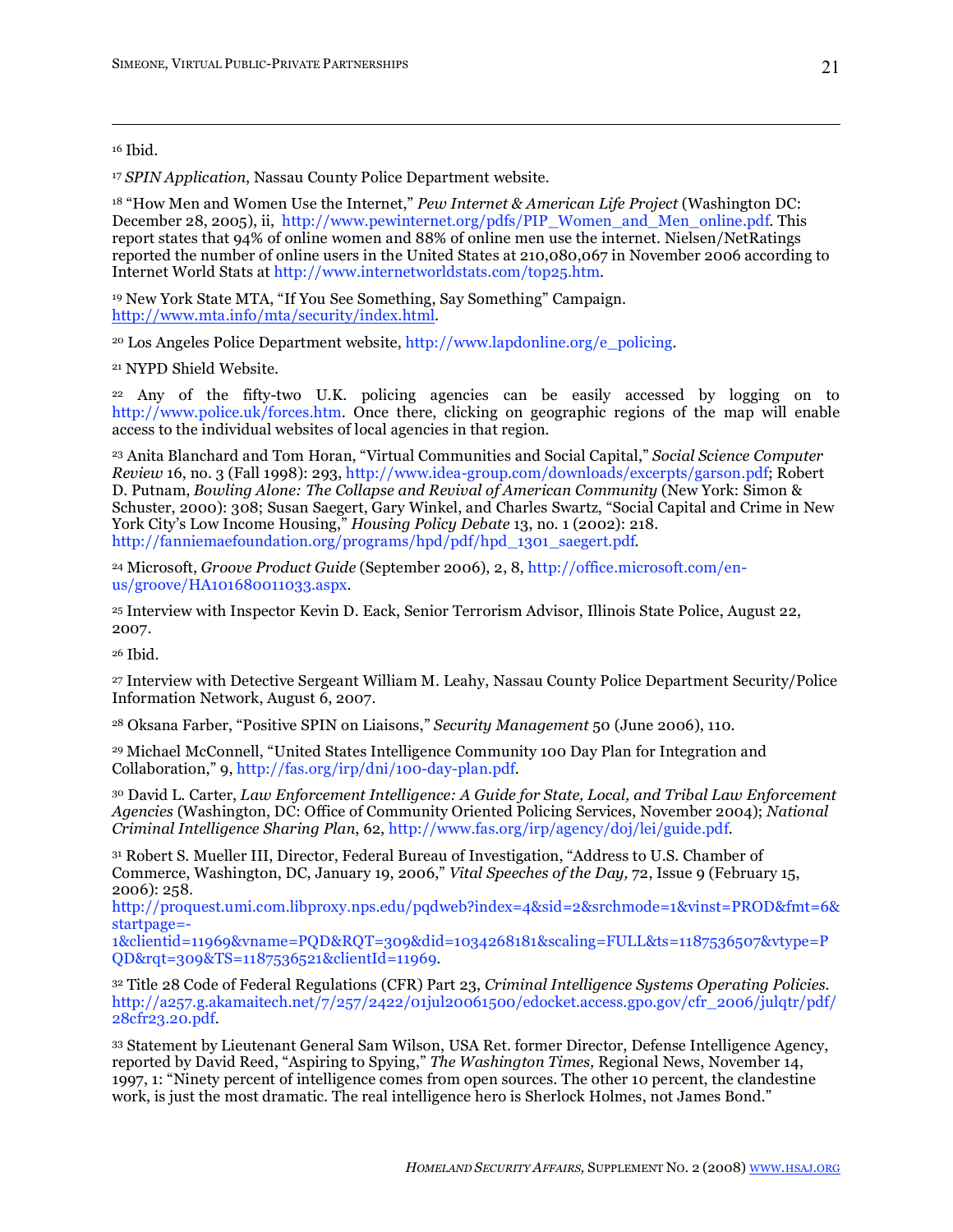[16] Ibid.

[17] *SPIN Application*, Nassau County Police Department website.

[18] "How Men and Women Use the Internet," *Pew Internet & American Life Project* (Washington DC: December 28, 2005), ii, http://www.pewinternet.org/pdfs/PIP_Women_and_Men_online.pdf. This report states that 94% of online women and 88% of online men use the internet. Nielsen/NetRatings reported the number of online users in the United States at 210,080,067 in November 2006 according to Internet World Stats at http://www.internetworldstats.com/top25.htm.

[19] New York State MTA, "If You See Something, Say Something" Campaign. http://www.mta.info/mta/security/index.html.

[20] Los Angeles Police Department website, http://www.lapdonline.org/e_policing.

[21] NYPD Shield Website.

[22] Any of the fifty-two U.K. policing agencies can be easily accessed by logging on to http://www.police.uk/forces.htm. Once there, clicking on geographic regions of the map will enable access to the individual websites of local agencies in that region.

[23] Anita Blanchard and Tom Horan, "Virtual Communities and Social Capital," *Social Science Computer Review* 16, no. 3 (Fall 1998): 293, http://www.idea-group.com/downloads/excerpts/garson.pdf; Robert D. Putnam, *Bowling Alone: The Collapse and Revival of American Community* (New York: Simon & Schuster, 2000): 308; Susan Saegert, Gary Winkel, and Charles Swartz, "Social Capital and Crime in New York City's Low Income Housing," *Housing Policy Debate* 13, no. 1 (2002): 218. http://fanniemaefoundation.org/programs/hpd/pdf/hpd_1301_saegert.pdf.

[24] Microsoft, *Groove Product Guide* (September 2006), 2, 8, http://office.microsoft.com/en-us/groove/HA101680011033.aspx.

[25] Interview with Inspector Kevin D. Eack, Senior Terrorism Advisor, Illinois State Police, August 22, 2007.

[26] Ibid.

[27] Interview with Detective Sergeant William M. Leahy, Nassau County Police Department Security/Police Information Network, August 6, 2007.

[28] Oksana Farber, "Positive SPIN on Liaisons," *Security Management* 50 (June 2006), 110.

[29] Michael McConnell, "United States Intelligence Community 100 Day Plan for Integration and Collaboration," 9, http://fas.org/irp/dni/100-day-plan.pdf.

[30] David L. Carter, *Law Enforcement Intelligence: A Guide for State, Local, and Tribal Law Enforcement Agencies* (Washington, DC: Office of Community Oriented Policing Services, November 2004); *National Criminal Intelligence Sharing Plan*, 62, http://www.fas.org/irp/agency/doj/lei/guide.pdf.

[31] Robert S. Mueller III, Director, Federal Bureau of Investigation, "Address to U.S. Chamber of Commerce, Washington, DC, January 19, 2006," *Vital Speeches of the Day,* 72, Issue 9 (February 15, 2006): 258. http://proquest.umi.com.libproxy.nps.edu/pqdweb?index=4&sid=2&srchmode=1&vinst=PROD&fmt=6&startpage=-1&clientid=11969&vname=PQD&RQT=309&did=1034268181&scaling=FULL&ts=1187536507&vtype=PQD&rqt=309&TS=1187536521&clientId=11969.

[32] Title 28 Code of Federal Regulations (CFR) Part 23, *Criminal Intelligence Systems Operating Policies.* http://a257.g.akamaitech.net/7/257/2422/01jul20061500/edocket.access.gpo.gov/cfr_2006/julqtr/pdf/28cfr23.20.pdf.

[33] Statement by Lieutenant General Sam Wilson, USA Ret. former Director, Defense Intelligence Agency, reported by David Reed, "Aspiring to Spying," *The Washington Times,* Regional News, November 14, 1997, 1: "Ninety percent of intelligence comes from open sources. The other 10 percent, the clandestine work, is just the most dramatic. The real intelligence hero is Sherlock Holmes, not James Bond."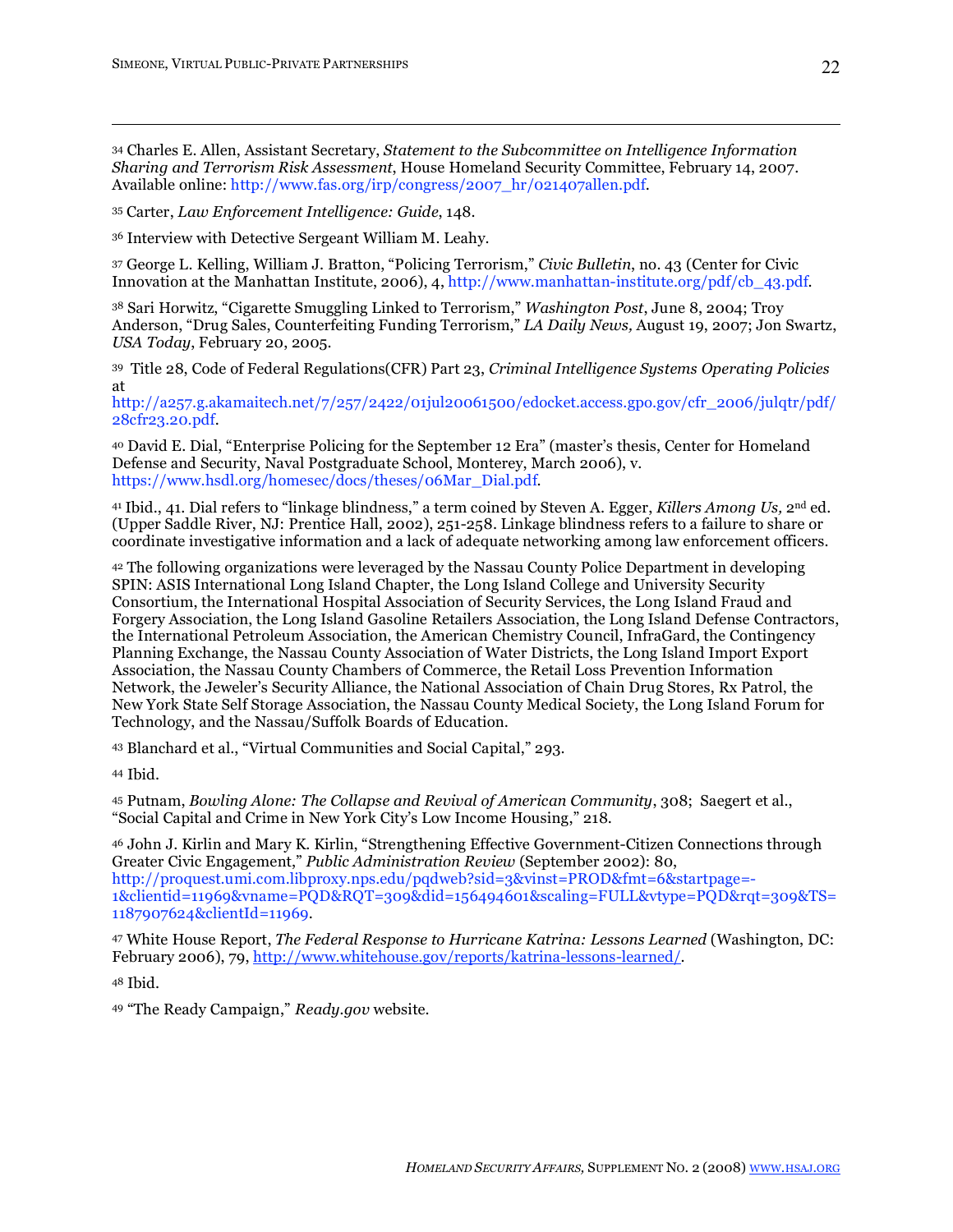[34] Charles E. Allen, Assistant Secretary, *Statement to the Subcommittee on Intelligence Information Sharing and Terrorism Risk Assessment*, House Homeland Security Committee, February 14, 2007. Available online: http://www.fas.org/irp/congress/2007_hr/021407allen.pdf.

[35] Carter, *Law Enforcement Intelligence: Guide*, 148.

[36] Interview with Detective Sergeant William M. Leahy.

[37] George L. Kelling, William J. Bratton, "Policing Terrorism," *Civic Bulletin*, no. 43 (Center for Civic Innovation at the Manhattan Institute, 2006), 4, http://www.manhattan-institute.org/pdf/cb_43.pdf.

[38] Sari Horwitz, "Cigarette Smuggling Linked to Terrorism," *Washington Post*, June 8, 2004; Troy Anderson, "Drug Sales, Counterfeiting Funding Terrorism," *LA Daily News,* August 19, 2007; Jon Swartz, *USA Today*, February 20, 2005.

[39] Title 28, Code of Federal Regulations(CFR) Part 23, *Criminal Intelligence Systems Operating Policies* at http://a257.g.akamaitech.net/7/257/2422/01jul20061500/edocket.access.gpo.gov/cfr_2006/julqtr/pdf/28cfr23.20.pdf.

[40] David E. Dial, "Enterprise Policing for the September 12 Era" (master's thesis, Center for Homeland Defense and Security, Naval Postgraduate School, Monterey, March 2006), v. https://www.hsdl.org/homesec/docs/theses/06Mar_Dial.pdf.

[41] Ibid., 41. Dial refers to "linkage blindness," a term coined by Steven A. Egger, *Killers Among Us,* 2nd ed. (Upper Saddle River, NJ: Prentice Hall, 2002), 251-258. Linkage blindness refers to a failure to share or coordinate investigative information and a lack of adequate networking among law enforcement officers.

[42] The following organizations were leveraged by the Nassau County Police Department in developing SPIN: ASIS International Long Island Chapter, the Long Island College and University Security Consortium, the International Hospital Association of Security Services, the Long Island Fraud and Forgery Association, the Long Island Gasoline Retailers Association, the Long Island Defense Contractors, the International Petroleum Association, the American Chemistry Council, InfraGard, the Contingency Planning Exchange, the Nassau County Association of Water Districts, the Long Island Import Export Association, the Nassau County Chambers of Commerce, the Retail Loss Prevention Information Network, the Jeweler's Security Alliance, the National Association of Chain Drug Stores, Rx Patrol, the New York State Self Storage Association, the Nassau County Medical Society, the Long Island Forum for Technology, and the Nassau/Suffolk Boards of Education.

[43] Blanchard et al., "Virtual Communities and Social Capital," 293.

[44] Ibid.

[45] Putnam, *Bowling Alone: The Collapse and Revival of American Community*, 308; Saegert et al., "Social Capital and Crime in New York City's Low Income Housing," 218.

[46] John J. Kirlin and Mary K. Kirlin, "Strengthening Effective Government-Citizen Connections through Greater Civic Engagement," *Public Administration Review* (September 2002): 80, http://proquest.umi.com.libproxy.nps.edu/pqdweb?sid=3&vinst=PROD&fmt=6&startpage=-1&clientid=11969&vname=PQD&RQT=309&did=156494601&scaling=FULL&vtype=PQD&rqt=309&TS=1187907624&clientId=11969.

[47] White House Report, *The Federal Response to Hurricane Katrina: Lessons Learned* (Washington, DC: February 2006), 79, http://www.whitehouse.gov/reports/katrina-lessons-learned/.

[48] Ibid.

[49] "The Ready Campaign," *Ready.gov* website.